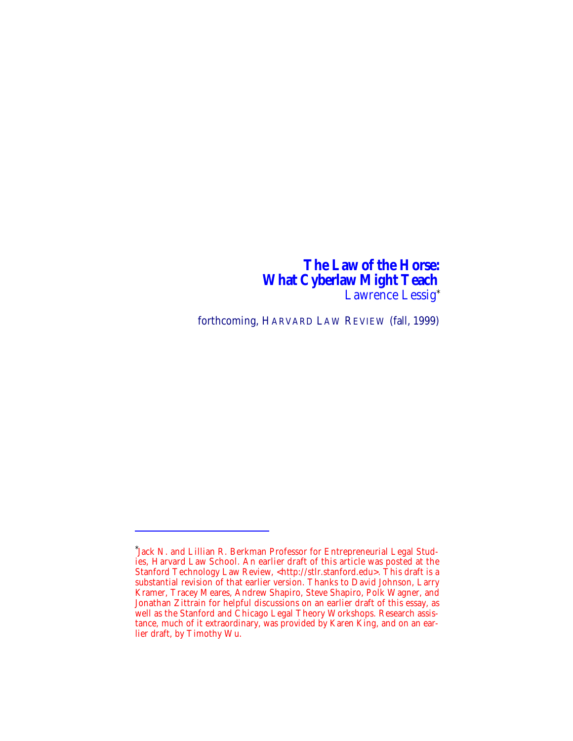# The Law of the Horse: What Cyberlaw Might Teach

Lawrence Lessig[*]

forthcoming, HARVARD LAW REVIEW (fall, 1999)

---

[*] Jack N. and Lillian R. Berkman Professor for Entrepreneurial Legal Studies, Harvard Law School. An earlier draft of this article was posted at the Stanford Technology Law Review, <http://stlr.stanford.edu>. This draft is a substantial revision of that earlier version. Thanks to David Johnson, Larry Kramer, Tracey Meares, Andrew Shapiro, Steve Shapiro, Polk Wagner, and Jonathan Zittrain for helpful discussions on an earlier draft of this essay, as well as the Stanford and Chicago Legal Theory Workshops. Research assistance, much of it extraordinary, was provided by Karen King, and on an earlier draft, by Timothy Wu.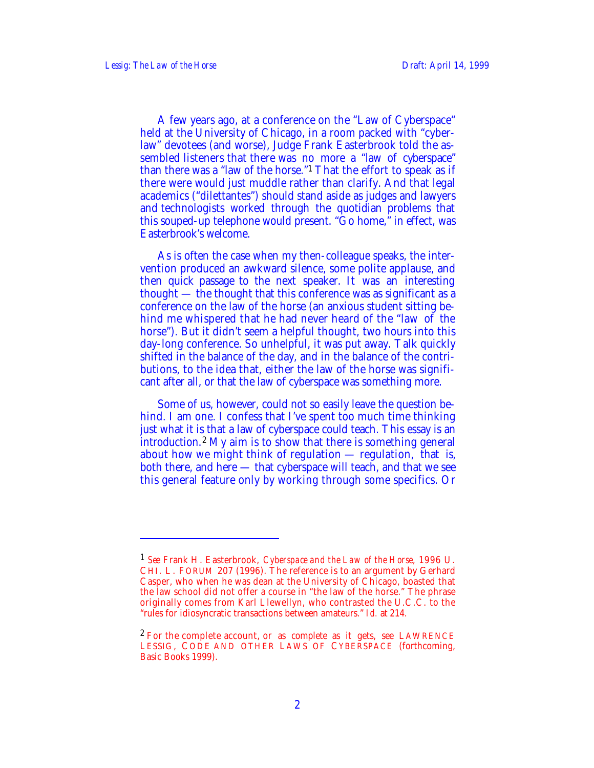A few years ago, at a conference on the "Law of Cyberspace" held at the University of Chicago, in a room packed with "cyber-law" devotees (and worse), Judge Frank Easterbrook told the assembled listeners that there was no more a "law of cyberspace" than there was a "law of the horse."[1] That the effort to speak as if there were would just muddle rather than clarify. And that legal academics ("dilettantes") should stand aside as judges and lawyers and technologists worked through the quotidian problems that this souped-up telephone would present. "Go home," in effect, was Easterbrook's welcome.

As is often the case when my then-colleague speaks, the intervention produced an awkward silence, some polite applause, and then quick passage to the next speaker. It was an interesting thought — the thought that this conference was as significant as a conference on the law of the horse (an anxious student sitting behind me whispered that he had never heard of the "law of the horse"). But it didn't seem a helpful thought, two hours into this day-long conference. So unhelpful, it was put away. Talk quickly shifted in the balance of the day, and in the balance of the contributions, to the idea that, either the law of the horse was significant after all, or that the law of cyberspace was something more.

Some of us, however, could not so easily leave the question behind. I am one. I confess that I've spent too much time thinking just what it is that a law of cyberspace could teach. This essay is an introduction.[2] My aim is to show that there is something general about how we might think of regulation — regulation, that is, both there, and here — that cyberspace will teach, and that we see this general feature only by working through some specifics. Or

---

[1] *See* Frank H. Easterbrook, *Cyberspace and the Law of the Horse,* 1996 U. CHI. L. FORUM 207 (1996). The reference is to an argument by Gerhard Casper, who when he was dean at the University of Chicago, boasted that the law school did not offer a course in "the law of the horse." The phrase originally comes from Karl Llewellyn, who contrasted the U.C.C. to the "rules for idiosyncratic transactions between amateurs." *Id.* at 214.

[2] For the complete account, or as complete as it gets, see LAWRENCE LESSIG, CODE AND OTHER LAWS OF CYBERSPACE (forthcoming, Basic Books 1999).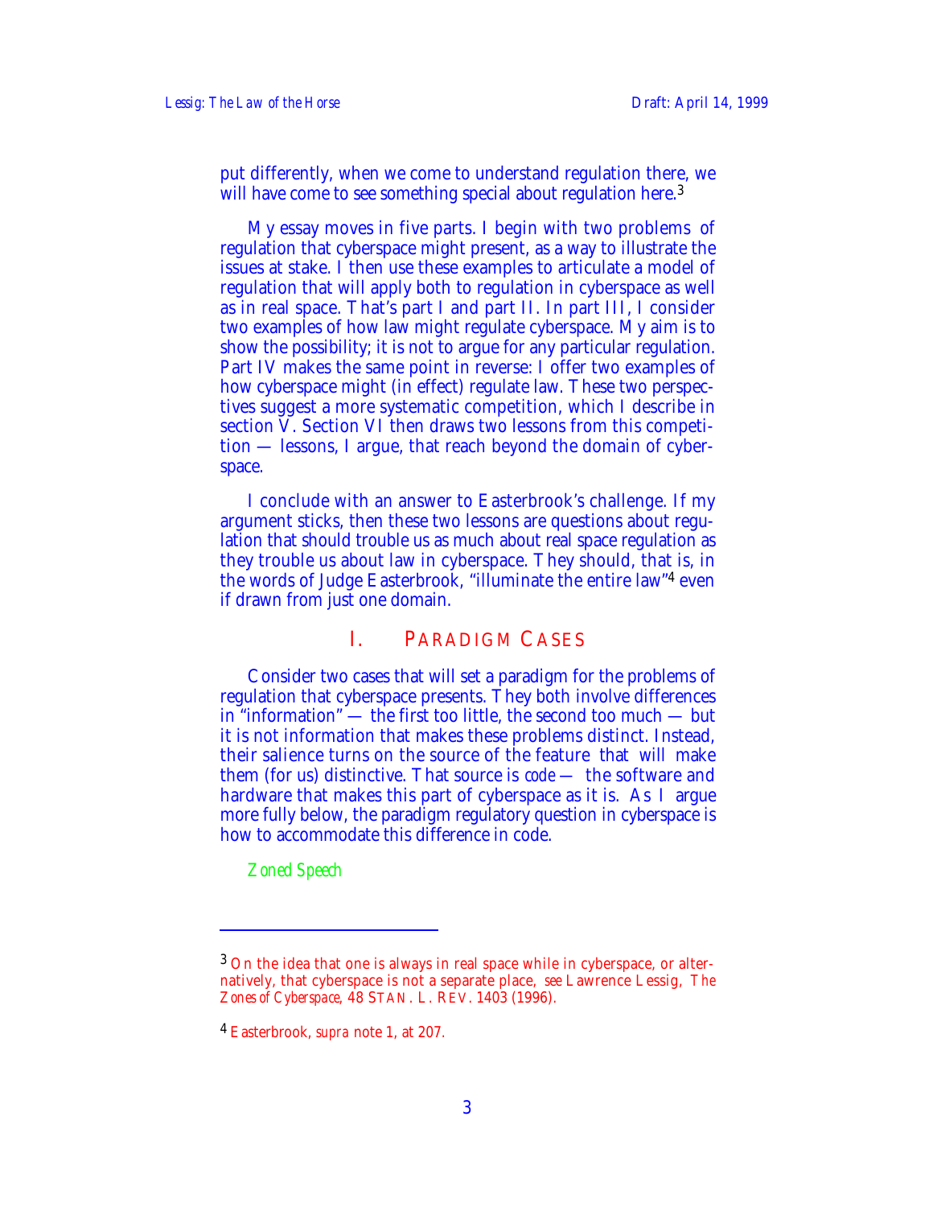put differently, when we come to understand regulation there, we will have come to see something special about regulation here.[3]

My essay moves in five parts. I begin with two problems of regulation that cyberspace might present, as a way to illustrate the issues at stake. I then use these examples to articulate a model of regulation that will apply both to regulation in cyberspace as well as in real space. That's part I and part II. In part III, I consider two examples of how law might regulate cyberspace. My aim is to show the possibility; it is not to argue for any particular regulation. Part IV makes the same point in reverse: I offer two examples of how cyberspace might (in effect) regulate law. These two perspectives suggest a more systematic competition, which I describe in section V. Section VI then draws two lessons from this competition — lessons, I argue, that reach beyond the domain of cyberspace.

I conclude with an answer to Easterbrook's challenge. If my argument sticks, then these two lessons are questions about regulation that should trouble us as much about real space regulation as they trouble us about law in cyberspace. They should, that is, in the words of Judge Easterbrook, "illuminate the entire law"[4] even if drawn from just one domain.

## I. PARADIGM CASES

Consider two cases that will set a paradigm for the problems of regulation that cyberspace presents. They both involve differences in "information" — the first too little, the second too much — but it is not information that makes these problems distinct. Instead, their salience turns on the source of the feature that will make them (for us) distinctive. That source is *code* — the software and hardware that makes this part of cyberspace as it is. As I argue more fully below, the paradigm regulatory question in cyberspace is how to accommodate this difference in code.

### *Zoned Speech*

---

[3] On the idea that one is always in real space while in cyberspace, or alternatively, that cyberspace is not a separate place, *see* Lawrence Lessig, *The Zones of Cyberspace*, 48 STAN. L. REV. 1403 (1996).

[4] Easterbrook, *supra* note 1, at 207.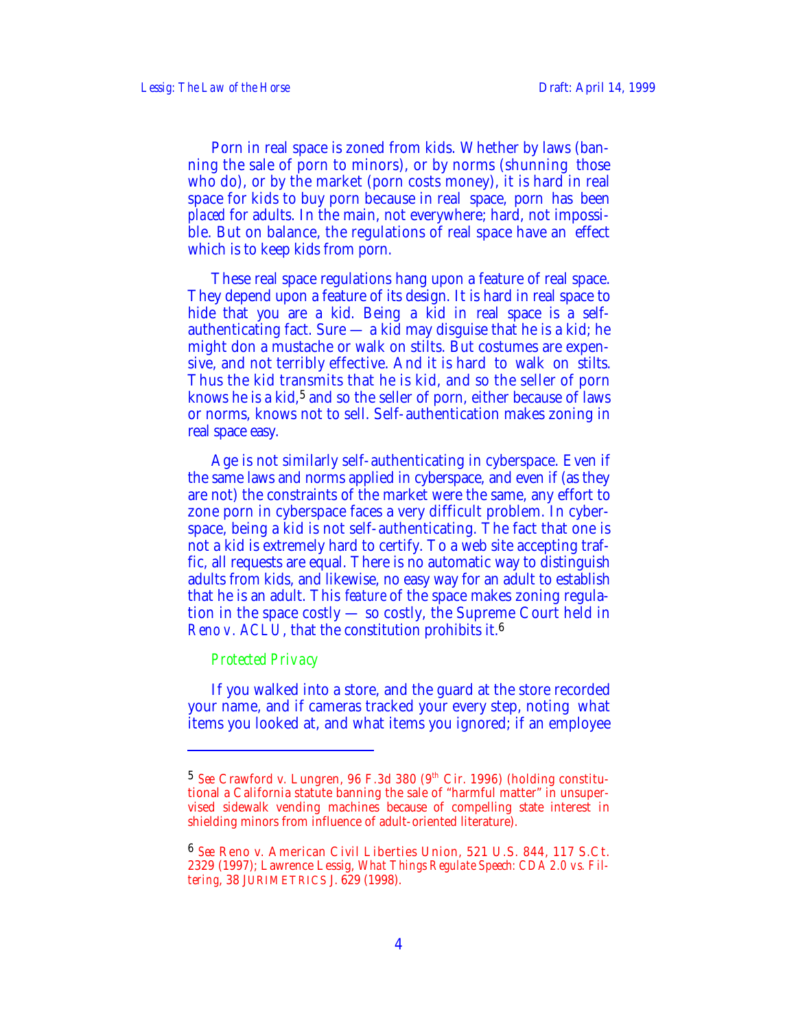Porn in real space is zoned from kids. Whether by laws (banning the sale of porn to minors), or by norms (shunning those who do), or by the market (porn costs money), it is hard in real space for kids to buy porn because in real space, porn has been *placed* for adults. In the main, not everywhere; hard, not impossible. But on balance, the regulations of real space have an effect which is to keep kids from porn.

These real space regulations hang upon a feature of real space. They depend upon a feature of its design. It is hard in real space to hide that you are a kid. Being a kid in real space is a self-authenticating fact. Sure — a kid may disguise that he is a kid; he might don a mustache or walk on stilts. But costumes are expensive, and not terribly effective. And it is hard to walk on stilts. Thus the kid transmits that he is kid, and so the seller of porn knows he is a kid,[5] and so the seller of porn, either because of laws or norms, knows not to sell. Self-authentication makes zoning in real space easy.

Age is not similarly self-authenticating in cyberspace. Even if the same laws and norms applied in cyberspace, and even if (as they are not) the constraints of the market were the same, any effort to zone porn in cyberspace faces a very difficult problem. In cyberspace, being a kid is not self-authenticating. The fact that one is not a kid is extremely hard to certify. To a web site accepting traffic, all requests are equal. There is no automatic way to distinguish adults from kids, and likewise, no easy way for an adult to establish that he is an adult. This *feature* of the space makes zoning regulation in the space costly — so costly, the Supreme Court held in *Reno v. ACLU*, that the constitution prohibits it.[6]

### *Protected Privacy*

If you walked into a store, and the guard at the store recorded your name, and if cameras tracked your every step, noting what items you looked at, and what items you ignored; if an employee

---

[5] *See* Crawford v. Lungren, 96 F.3d 380 (9th Cir. 1996) (holding constitutional a California statute banning the sale of "harmful matter" in unsupervised sidewalk vending machines because of compelling state interest in shielding minors from influence of adult-oriented literature).

[6] *See* Reno v. American Civil Liberties Union, 521 U.S. 844, 117 S.Ct. 2329 (1997); Lawrence Lessig, *What Things Regulate Speech: CDA 2.0 vs. Filtering*, 38 JURIMETRICS J. 629 (1998).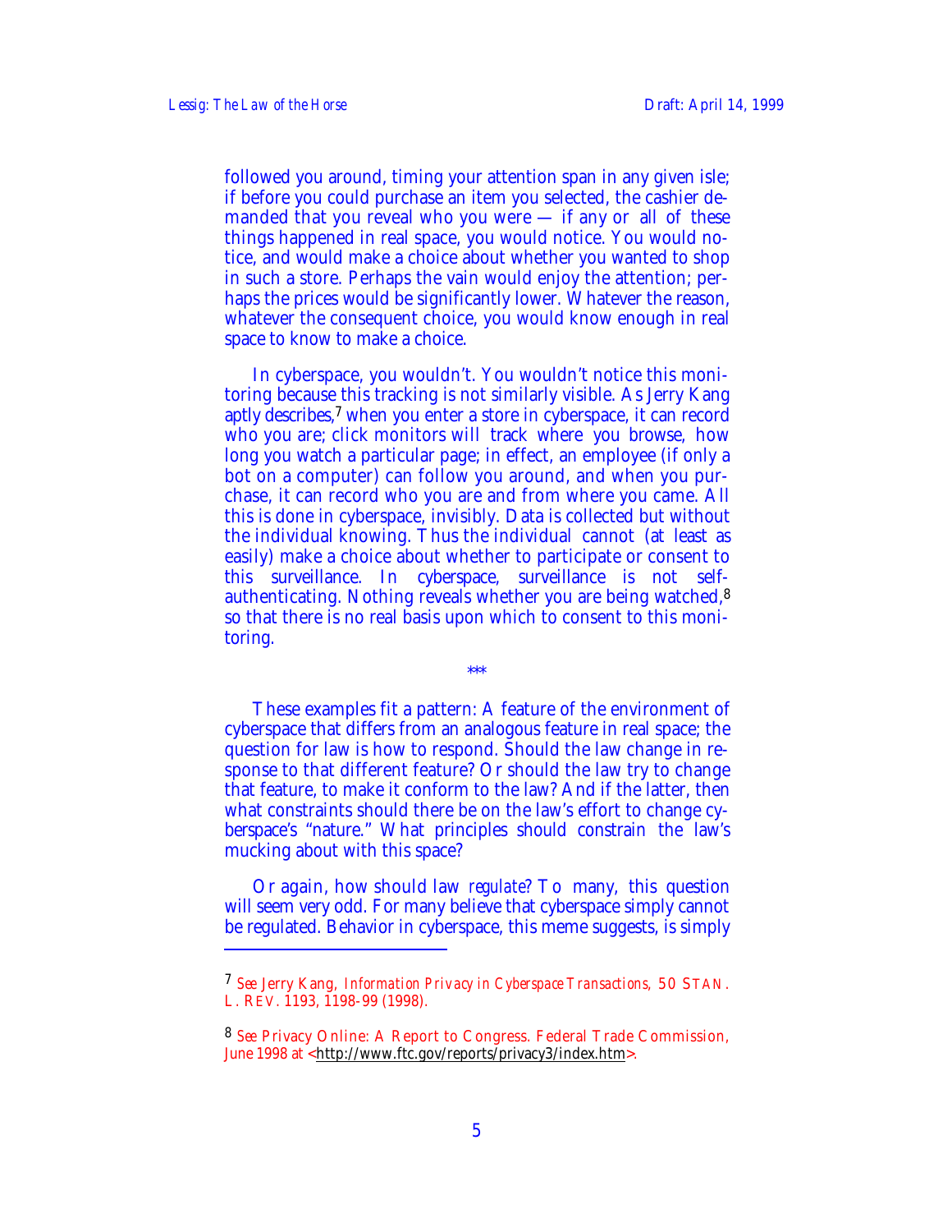followed you around, timing your attention span in any given isle; if before you could purchase an item you selected, the cashier demanded that you reveal who you were — if any or all of these things happened in real space, you would notice. You would notice, and would make a choice about whether you wanted to shop in such a store. Perhaps the vain would enjoy the attention; perhaps the prices would be significantly lower. Whatever the reason, whatever the consequent choice, you would know enough in real space to know to make a choice.

In cyberspace, you wouldn't. You wouldn't notice this monitoring because this tracking is not similarly visible. As Jerry Kang aptly describes,[7] when you enter a store in cyberspace, it can record who you are; click monitors will track where you browse, how long you watch a particular page; in effect, an employee (if only a bot on a computer) can follow you around, and when you purchase, it can record who you are and from where you came. All this is done in cyberspace, invisibly. Data is collected but without the individual knowing. Thus the individual cannot (at least as easily) make a choice about whether to participate or consent to this surveillance. In cyberspace, surveillance is not self-authenticating. Nothing reveals whether you are being watched,[8] so that there is no real basis upon which to consent to this monitoring.

***

These examples fit a pattern: A feature of the environment of cyberspace that differs from an analogous feature in real space; the question for law is how to respond. Should the law change in response to that different feature? Or should the law try to change that feature, to make it conform to the law? And if the latter, then what constraints should there be on the law's effort to change cyberspace's "nature." What principles should constrain the law's mucking about with this space?

Or again, how should law *regulate*? To many, this question will seem very odd. For many believe that cyberspace simply cannot be regulated. Behavior in cyberspace, this meme suggests, is simply

---

[7] *See* Jerry Kang, *Information Privacy in Cyberspace Transactions*, 50 STAN. L. REV. 1193, 1198-99 (1998).

[8] *See* Privacy Online: A Report to Congress. Federal Trade Commission, June 1998 at <http://www.ftc.gov/reports/privacy3/index.htm>.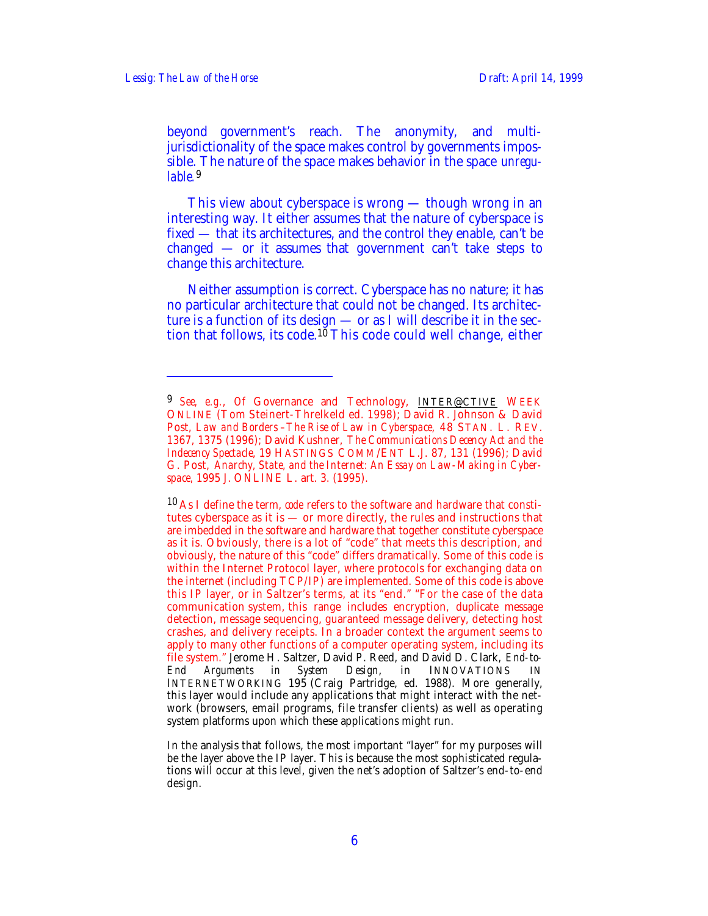beyond government's reach. The anonymity, and multi-jurisdictionality of the space makes control by governments impossible. The nature of the space makes behavior in the space *unregulable*.[9]

This view about cyberspace is wrong — though wrong in an interesting way. It either assumes that the nature of cyberspace is fixed — that its architectures, and the control they enable, can't be changed — or it assumes that government can't take steps to change this architecture.

Neither assumption is correct. Cyberspace has no nature; it has no particular architecture that could not be changed. Its architecture is a function of its design — or as I will describe it in the section that follows, its code.[10] This code could well change, either

---

[9] *See, e.g.*, Of Governance and Technology, INTER@CTIVE WEEK ONLINE (Tom Steinert-Threlkeld ed. 1998); David R. Johnson & David Post, *Law and Borders –The Rise of Law in Cyberspace*, 48 STAN. L. REV. 1367, 1375 (1996); David Kushner, *The Communications Decency Act and the Indecency Spectacle*, 19 HASTINGS COMM/ENT L.J. 87, 131 (1996); David G. Post, *Anarchy, State, and the Internet: An Essay on Law-Making in Cyberspace*, 1995 J. ONLINE L. art. 3. (1995).

[10] As I define the term, *code* refers to the software and hardware that constitutes cyberspace as it is — or more directly, the rules and instructions that are imbedded in the software and hardware that together constitute cyberspace as it is. Obviously, there is a lot of "code" that meets this description, and obviously, the nature of this "code" differs dramatically. Some of this code is within the Internet Protocol layer, where protocols for exchanging data on the internet (including TCP/IP) are implemented. Some of this code is above this IP layer, or in Saltzer's terms, at its "end." "For the case of the data communication system, this range includes encryption, duplicate message detection, message sequencing, guaranteed message delivery, detecting host crashes, and delivery receipts. In a broader context the argument seems to apply to many other functions of a computer operating system, including its file system." Jerome H. Saltzer, David P. Reed, and David D. Clark, *End-to-End Arguments in System Design*, in INNOVATIONS IN INTERNETWORKING 195 (Craig Partridge, ed. 1988). More generally, this layer would include any applications that might interact with the network (browsers, email programs, file transfer clients) as well as operating system platforms upon which these applications might run.

In the analysis that follows, the most important "layer" for my purposes will be the layer above the IP layer. This is because the most sophisticated regulations will occur at this level, given the net's adoption of Saltzer's end-to-end design.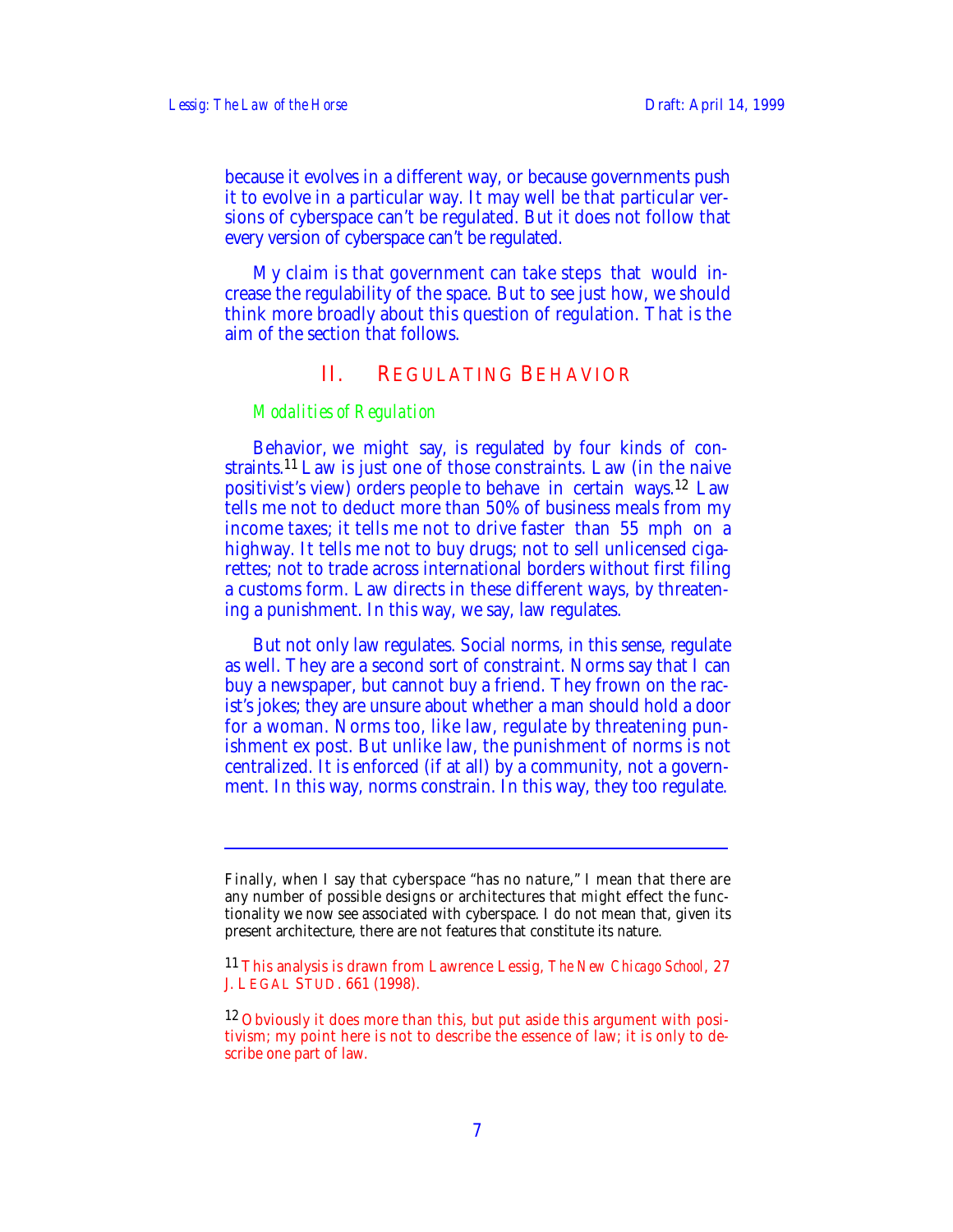because it evolves in a different way, or because governments push it to evolve in a particular way. It may well be that particular versions of cyberspace can't be regulated. But it does not follow that every version of cyberspace can't be regulated.

My claim is that government can take steps that would increase the regulability of the space. But to see just how, we should think more broadly about this question of regulation. That is the aim of the section that follows.

## II. REGULATING BEHAVIOR

### *Modalities of Regulation*

Behavior, we might say, is regulated by four kinds of constraints.[11] Law is just one of those constraints. Law (in the naive positivist's view) orders people to behave in certain ways.[12] Law tells me not to deduct more than 50% of business meals from my income taxes; it tells me not to drive faster than 55 mph on a highway. It tells me not to buy drugs; not to sell unlicensed cigarettes; not to trade across international borders without first filing a customs form. Law directs in these different ways, by threatening a punishment. In this way, we say, law regulates.

But not only law regulates. Social norms, in this sense, regulate as well. They are a second sort of constraint. Norms say that I can buy a newspaper, but cannot buy a friend. They frown on the racist's jokes; they are unsure about whether a man should hold a door for a woman. Norms too, like law, regulate by threatening punishment ex post. But unlike law, the punishment of norms is not centralized. It is enforced (if at all) by a community, not a government. In this way, norms constrain. In this way, they too regulate.

---

Finally, when I say that cyberspace "has no nature," I mean that there are any number of possible designs or architectures that might effect the functionality we now see associated with cyberspace. I do not mean that, given its present architecture, there are not features that constitute its nature.

[11] This analysis is drawn from Lawrence Lessig, *The New Chicago School*, 27 J. LEGAL STUD. 661 (1998).

[12] Obviously it does more than this, but put aside this argument with positivism; my point here is not to describe the essence of law; it is only to describe one part of law.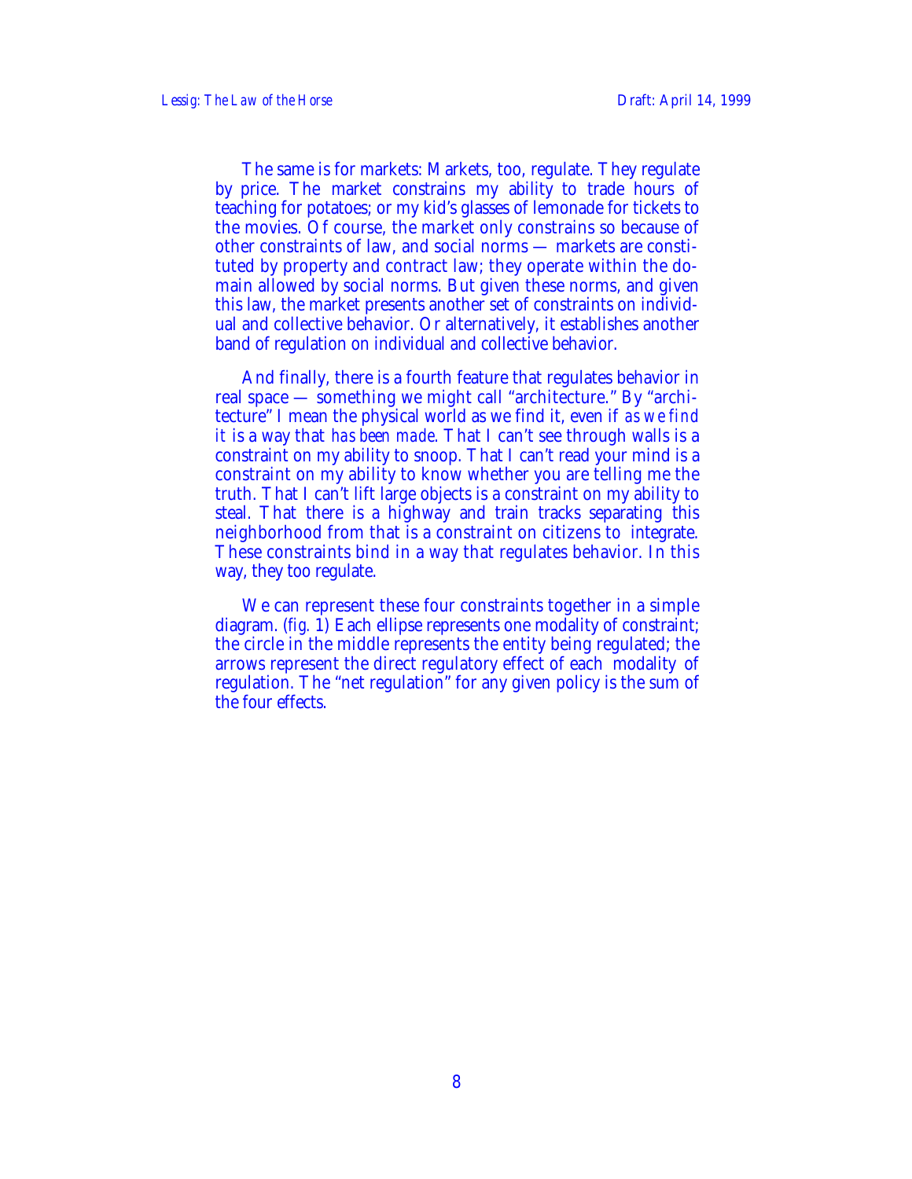The same is for markets: Markets, too, regulate. They regulate by price. The market constrains my ability to trade hours of teaching for potatoes; or my kid's glasses of lemonade for tickets to the movies. Of course, the market only constrains so because of other constraints of law, and social norms — markets are constituted by property and contract law; they operate within the domain allowed by social norms. But given these norms, and given this law, the market presents another set of constraints on individual and collective behavior. Or alternatively, it establishes another band of regulation on individual and collective behavior.

And finally, there is a fourth feature that regulates behavior in real space — something we might call "architecture." By "architecture" I mean the physical world as we find it, even if *as we find it* is a way that *has been made*. That I can't see through walls is a constraint on my ability to snoop. That I can't read your mind is a constraint on my ability to know whether you are telling me the truth. That I can't lift large objects is a constraint on my ability to steal. That there is a highway and train tracks separating this neighborhood from that is a constraint on citizens to integrate. These constraints bind in a way that regulates behavior. In this way, they too regulate.

We can represent these four constraints together in a simple diagram. (*fig.* 1) Each ellipse represents one modality of constraint; the circle in the middle represents the entity being regulated; the arrows represent the direct regulatory effect of each modality of regulation. The "net regulation" for any given policy is the sum of the four effects.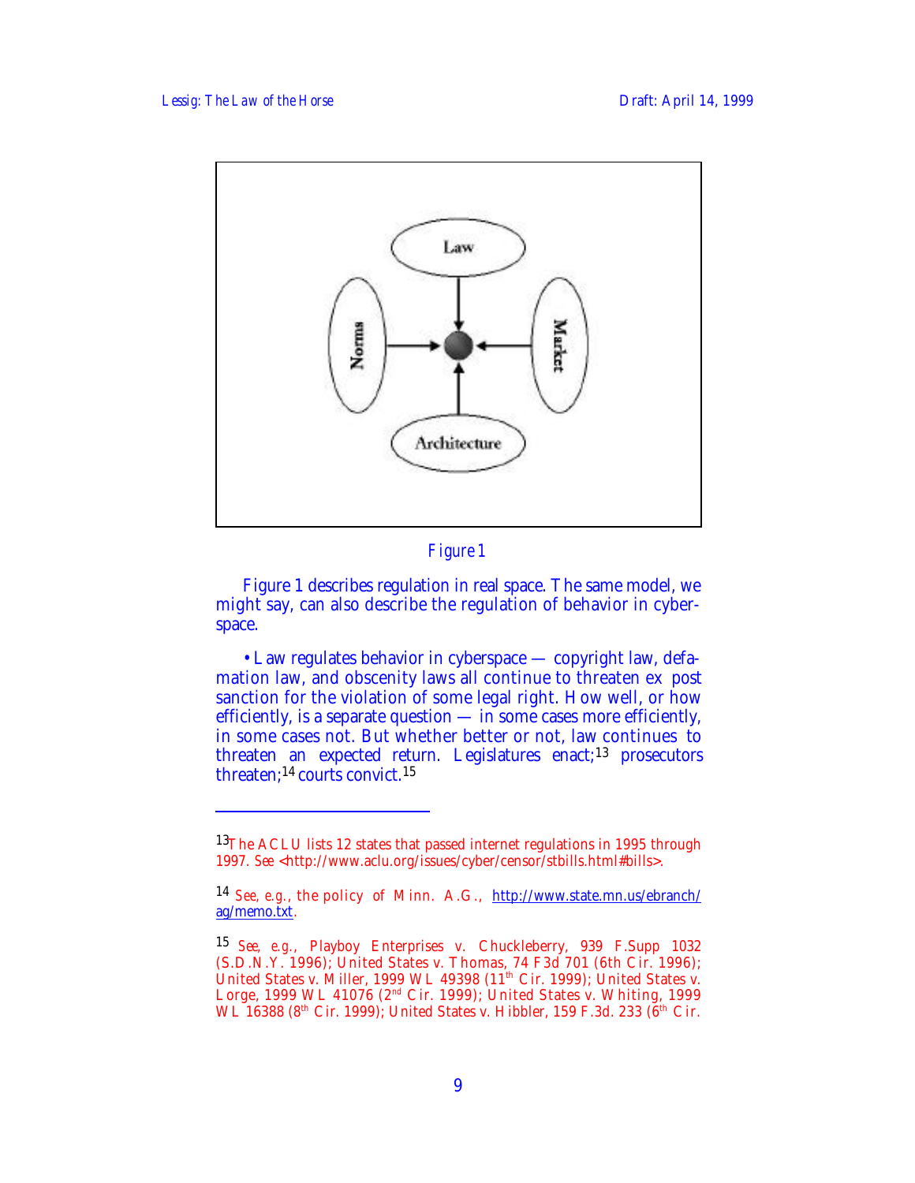Law

Norms

Market

Architecture

Figure 1

Figure 1 describes regulation in real space. The same model, we might say, can also describe the regulation of behavior in cyberspace.

• Law regulates behavior in cyberspace — copyright law, defamation law, and obscenity laws all continue to threaten ex post sanction for the violation of some legal right. How well, or how efficiently, is a separate question — in some cases more efficiently, in some cases not. But whether better or not, law continues to threaten an expected return. Legislatures enact;[13] prosecutors threaten;[14] courts convict.[15]

---

[13] The ACLU lists 12 states that passed internet regulations in 1995 through 1997. See <http://www.aclu.org/issues/cyber/censor/stbills.html#bills>.

[14] See, e.g., the policy of Minn. A.G., http://www.state.mn.us/ebranch/ag/memo.txt.

[15] See, e.g., Playboy Enterprises v. Chuckleberry, 939 F.Supp 1032 (S.D.N.Y. 1996); United States v. Thomas, 74 F3d 701 (6th Cir. 1996); United States v. Miller, 1999 WL 49398 (11th Cir. 1999); United States v. Lorge, 1999 WL 41076 (2nd Cir. 1999); United States v. Whiting, 1999 WL 16388 (8th Cir. 1999); United States v. Hibbler, 159 F.3d. 233 (6th Cir.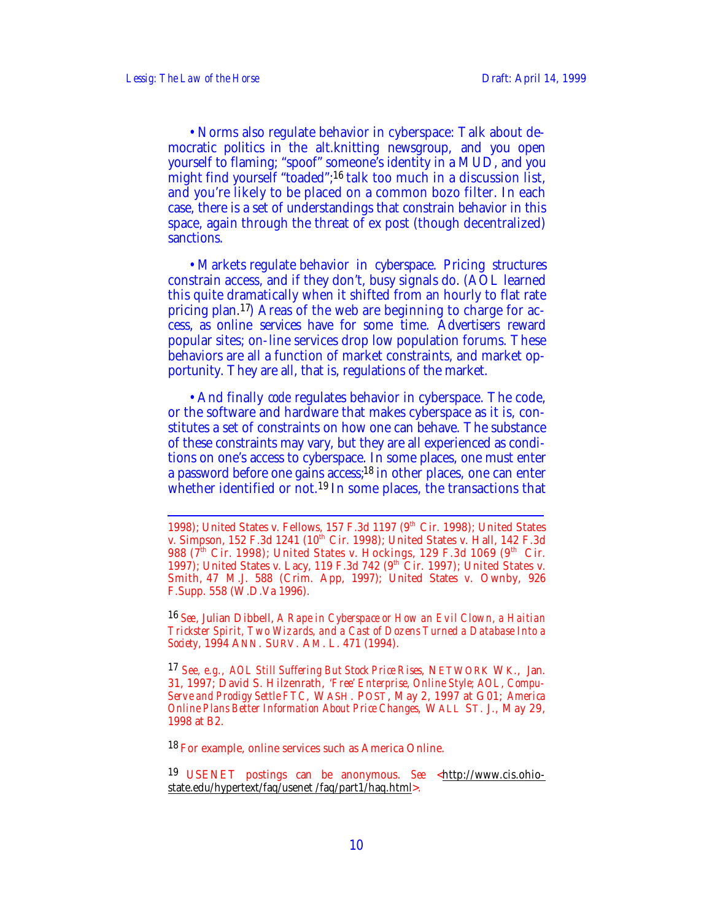• Norms also regulate behavior in cyberspace: Talk about democratic politics in the alt.knitting newsgroup, and you open yourself to flaming; "spoof" someone's identity in a MUD, and you might find yourself "toaded";[16] talk too much in a discussion list, and you're likely to be placed on a common bozo filter. In each case, there is a set of understandings that constrain behavior in this space, again through the threat of ex post (though decentralized) sanctions.

• Markets regulate behavior in cyberspace. Pricing structures constrain access, and if they don't, busy signals do. (AOL learned this quite dramatically when it shifted from an hourly to flat rate pricing plan.[17]) Areas of the web are beginning to charge for access, as online services have for some time. Advertisers reward popular sites; on-line services drop low population forums. These behaviors are all a function of market constraints, and market opportunity. They are all, that is, regulations of the market.

• And finally *code* regulates behavior in cyberspace. The code, or the software and hardware that makes cyberspace as it is, constitutes a set of constraints on how one can behave. The substance of these constraints may vary, but they are all experienced as conditions on one's access to cyberspace. In some places, one must enter a password before one gains access;[18] in other places, one can enter whether identified or not.[19] In some places, the transactions that

---

1998); United States v. Fellows, 157 F.3d 1197 (9th Cir. 1998); United States v. Simpson, 152 F.3d 1241 (10th Cir. 1998); United States v. Hall, 142 F.3d 988 (7th Cir. 1998); United States v. Hockings, 129 F.3d 1069 (9th Cir. 1997); United States v. Lacy, 119 F.3d 742 (9th Cir. 1997); United States v. Smith, 47 M.J. 588 (Crim. App, 1997); United States v. Ownby, 926 F.Supp. 558 (W.D.Va 1996).

[16] *See*, Julian Dibbell, *A Rape in Cyberspace or How an Evil Clown, a Haitian Trickster Spirit, Two Wizards, and a Cast of Dozens Turned a Database Into a Society*, 1994 ANN. SURV. AM. L. 471 (1994).

[17] *See, e.g., AOL Still Suffering But Stock Price Rises*, NETWORK WK., Jan. 31, 1997; David S. Hilzenrath, *'Free' Enterprise, Online Style; AOL, CompuServe and Prodigy Settle FTC*, WASH. POST, May 2, 1997 at G01; *America Online Plans Better Information About Price Changes*, WALL ST. J., May 29, 1998 at B2.

[18] For example, online services such as America Online.

[19] USENET postings can be anonymous. *See* <http://www.cis.ohio-state.edu/hypertext/faq/usenet/faq/part1/haq.html>.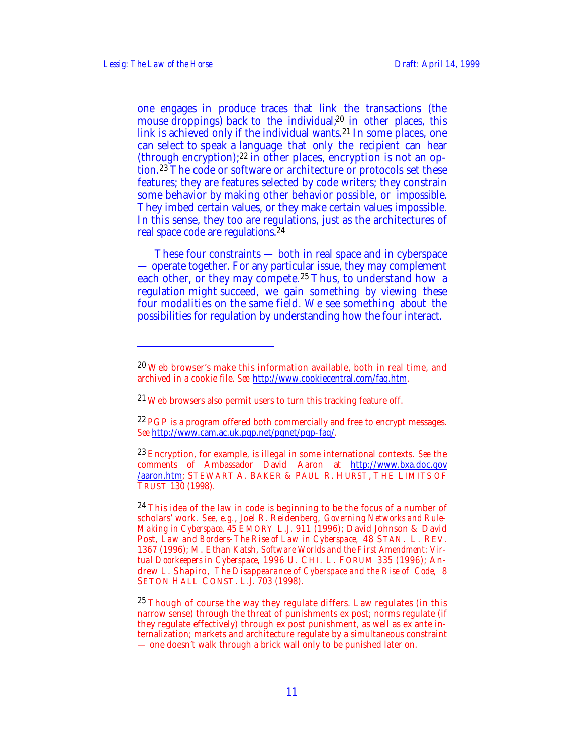one engages in produce traces that link the transactions (the mouse droppings) back to the individual;[20] in other places, this link is achieved only if the individual wants.[21] In some places, one can select to speak a language that only the recipient can hear (through encryption);[22] in other places, encryption is not an option.[23] The code or software or architecture or protocols set these features; they are features selected by code writers; they constrain some behavior by making other behavior possible, or impossible. They imbed certain values, or they make certain values impossible. In this sense, they too are regulations, just as the architectures of real space code are regulations.[24]

These four constraints — both in real space and in cyberspace — operate together. For any particular issue, they may complement each other, or they may compete.[25] Thus, to understand how a regulation might succeed, we gain something by viewing these four modalities on the same field. We see something about the possibilities for regulation by understanding how the four interact.

---

[20] Web browser's make this information available, both in real time, and archived in a cookie file. *See* http://www.cookiecentral.com/faq.htm.

[21] Web browsers also permit users to turn this tracking feature off.

[22] PGP is a program offered both commercially and free to encrypt messages. *See* http://www.cam.ac.uk.pgp.net/pgnet/pgp-faq/.

[23] Encryption, for example, is illegal in some international contexts. *See* the comments of Ambassador David Aaron at http://www.bxa.doc.gov/aaron.htm; STEWART A. BAKER & PAUL R. HURST, THE LIMITS OF TRUST 130 (1998).

[24] This idea of the law in code is beginning to be the focus of a number of scholars' work. *See, e.g.*, Joel R. Reidenberg, *Governing Networks and Rule-Making in Cyberspace*, 45 EMORY L.J. 911 (1996); David Johnson & David Post, *Law and Borders-The Rise of Law in Cyberspace*, 48 STAN. L. REV. 1367 (1996); M. Ethan Katsh, *Software Worlds and the First Amendment: Virtual Doorkeepers in Cyberspace*, 1996 U. CHI. L. FORUM 335 (1996); Andrew L. Shapiro, *The Disappearance of Cyberspace and the Rise of Code*, 8 SETON HALL CONST. L.J. 703 (1998).

[25] Though of course the way they regulate differs. Law regulates (in this narrow sense) through the threat of punishments ex post; norms regulate (if they regulate effectively) through ex post punishment, as well as ex ante internalization; markets and architecture regulate by a simultaneous constraint — one doesn't walk through a brick wall only to be punished later on.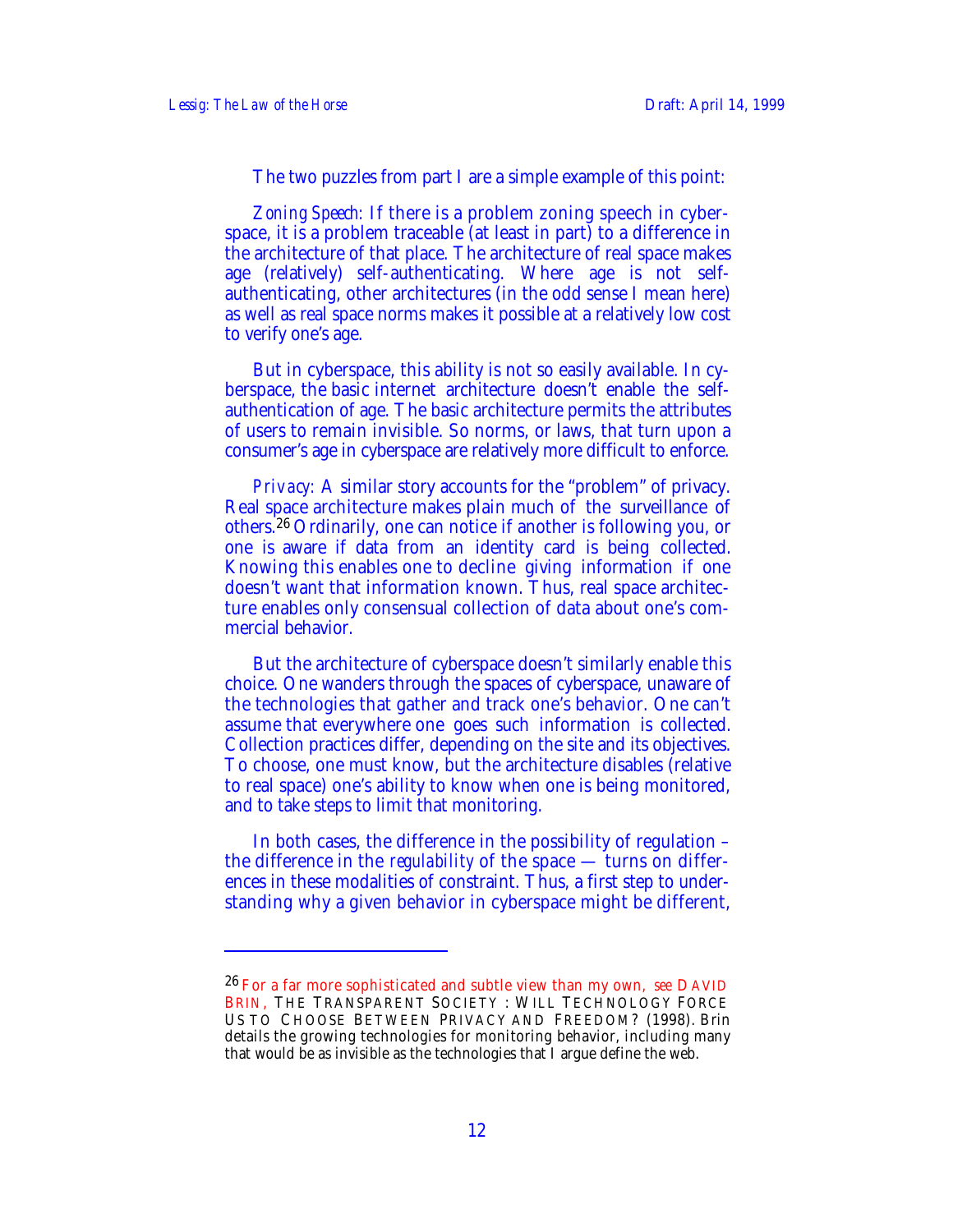The two puzzles from part I are a simple example of this point:

*Zoning Speech*: If there is a problem zoning speech in cyberspace, it is a problem traceable (at least in part) to a difference in the architecture of that place. The architecture of real space makes age (relatively) self-authenticating. Where age is not self-authenticating, other architectures (in the odd sense I mean here) as well as real space norms makes it possible at a relatively low cost to verify one's age.

But in cyberspace, this ability is not so easily available. In cyberspace, the basic internet architecture doesn't enable the self-authentication of age. The basic architecture permits the attributes of users to remain invisible. So norms, or laws, that turn upon a consumer's age in cyberspace are relatively more difficult to enforce.

*Privacy*: A similar story accounts for the "problem" of privacy. Real space architecture makes plain much of the surveillance of others.[26] Ordinarily, one can notice if another is following you, or one is aware if data from an identity card is being collected. Knowing this enables one to decline giving information if one doesn't want that information known. Thus, real space architecture enables only consensual collection of data about one's commercial behavior.

But the architecture of cyberspace doesn't similarly enable this choice. One wanders through the spaces of cyberspace, unaware of the technologies that gather and track one's behavior. One can't assume that everywhere one goes such information is collected. Collection practices differ, depending on the site and its objectives. To choose, one must know, but the architecture disables (relative to real space) one's ability to know when one is being monitored, and to take steps to limit that monitoring.

In both cases, the difference in the possibility of regulation – the difference in the *regulability* of the space — turns on differences in these modalities of constraint. Thus, a first step to understanding why a given behavior in cyberspace might be different,

---

[26] For a far more sophisticated and subtle view than my own, *see* DAVID BRIN, THE TRANSPARENT SOCIETY : WILL TECHNOLOGY FORCE US TO CHOOSE BETWEEN PRIVACY AND FREEDOM? (1998). Brin details the growing technologies for monitoring behavior, including many that would be as invisible as the technologies that I argue define the web.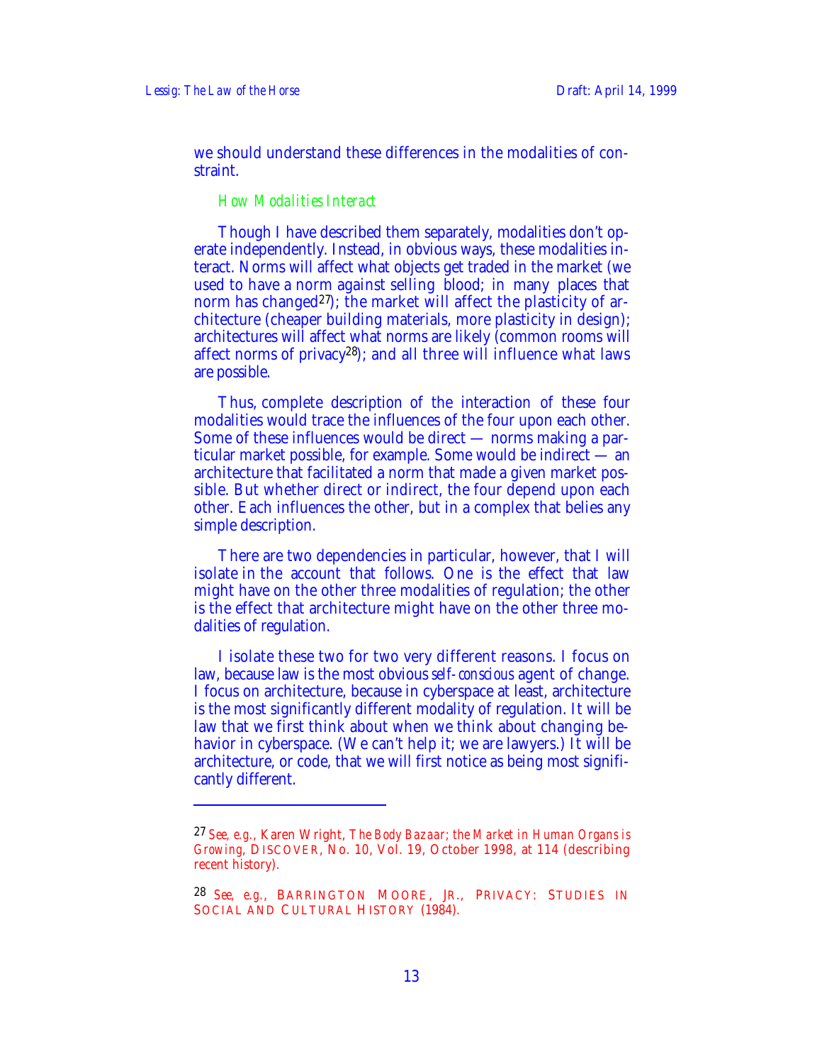we should understand these differences in the modalities of constraint.

### *How Modalities Interact*

Though I have described them separately, modalities don't operate independently. Instead, in obvious ways, these modalities interact. Norms will affect what objects get traded in the market (we used to have a norm against selling blood; in many places that norm has changed[27]); the market will affect the plasticity of architecture (cheaper building materials, more plasticity in design); architectures will affect what norms are likely (common rooms will affect norms of privacy[28]); and all three will influence what laws are possible.

Thus, complete description of the interaction of these four modalities would trace the influences of the four upon each other. Some of these influences would be direct — norms making a particular market possible, for example. Some would be indirect — an architecture that facilitated a norm that made a given market possible. But whether direct or indirect, the four depend upon each other. Each influences the other, but in a complex that belies any simple description.

There are two dependencies in particular, however, that I will isolate in the account that follows. One is the effect that law might have on the other three modalities of regulation; the other is the effect that architecture might have on the other three modalities of regulation.

I isolate these two for two very different reasons. I focus on law, because law is the most obvious *self-conscious* agent of change. I focus on architecture, because in cyberspace at least, architecture is the most significantly different modality of regulation. It will be law that we first think about when we think about changing behavior in cyberspace. (We can't help it; we are lawyers.) It will be architecture, or code, that we will first notice as being most significantly different.

---

[27] *See, e.g.*, Karen Wright, *The Body Bazaar; the Market in Human Organs is Growing*, DISCOVER, No. 10, Vol. 19, October 1998, at 114 (describing recent history).

[28] *See, e.g.*, BARRINGTON MOORE, JR., PRIVACY: STUDIES IN SOCIAL AND CULTURAL HISTORY (1984).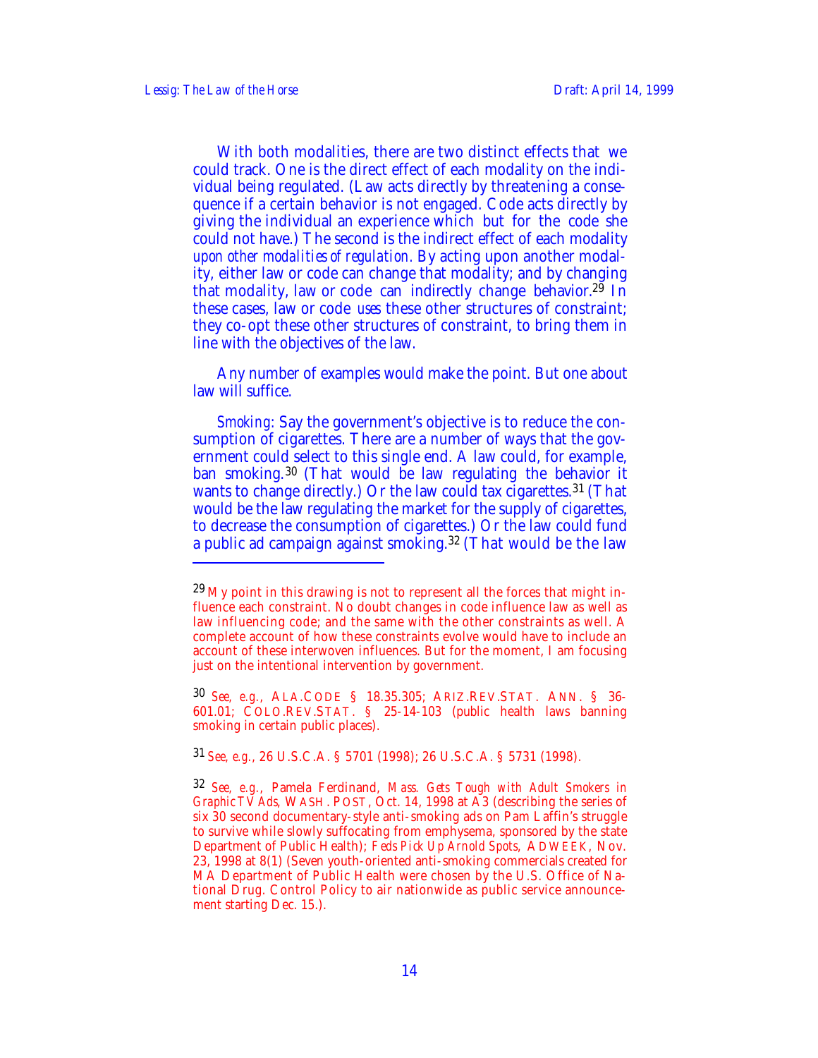With both modalities, there are two distinct effects that we could track. One is the direct effect of each modality on the individual being regulated. (Law acts directly by threatening a consequence if a certain behavior is not engaged. Code acts directly by giving the individual an experience which but for the code she could not have.) The second is the indirect effect of each modality *upon other modalities of regulation.* By acting upon another modality, either law or code can change that modality; and by changing that modality, law or code can indirectly change behavior.[29] In these cases, law or code *uses* these other structures of constraint; they co-opt these other structures of constraint, to bring them in line with the objectives of the law.

Any number of examples would make the point. But one about law will suffice.

*Smoking*: Say the government's objective is to reduce the consumption of cigarettes. There are a number of ways that the government could select to this single end. A law could, for example, ban smoking.[30] (That would be law regulating the behavior it wants to change directly.) Or the law could tax cigarettes.[31] (That would be the law regulating the market for the supply of cigarettes, to decrease the consumption of cigarettes.) Or the law could fund a public ad campaign against smoking.[32] (That would be the law

---

[29] My point in this drawing is not to represent all the forces that might influence each constraint. No doubt changes in code influence law as well as law influencing code; and the same with the other constraints as well. A complete account of how these constraints evolve would have to include an account of these interwoven influences. But for the moment, I am focusing just on the intentional intervention by government.

[30] *See, e.g.*, ALA.CODE § 18.35.305; ARIZ.REV.STAT. ANN. § 36-601.01; COLO.REV.STAT. § 25-14-103 (public health laws banning smoking in certain public places).

[31] *See, e.g.*, 26 U.S.C.A. § 5701 (1998); 26 U.S.C.A. § 5731 (1998).

[32] *See, e.g.*, Pamela Ferdinand, *Mass. Gets Tough with Adult Smokers in Graphic TV Ads*, WASH. POST, Oct. 14, 1998 at A3 (describing the series of six 30 second documentary-style anti-smoking ads on Pam Laffin's struggle to survive while slowly suffocating from emphysema, sponsored by the state Department of Public Health); *Feds Pick Up Arnold Spots*, ADWEEK, Nov. 23, 1998 at 8(1) (Seven youth-oriented anti-smoking commercials created for MA Department of Public Health were chosen by the U.S. Office of National Drug. Control Policy to air nationwide as public service announcement starting Dec. 15.).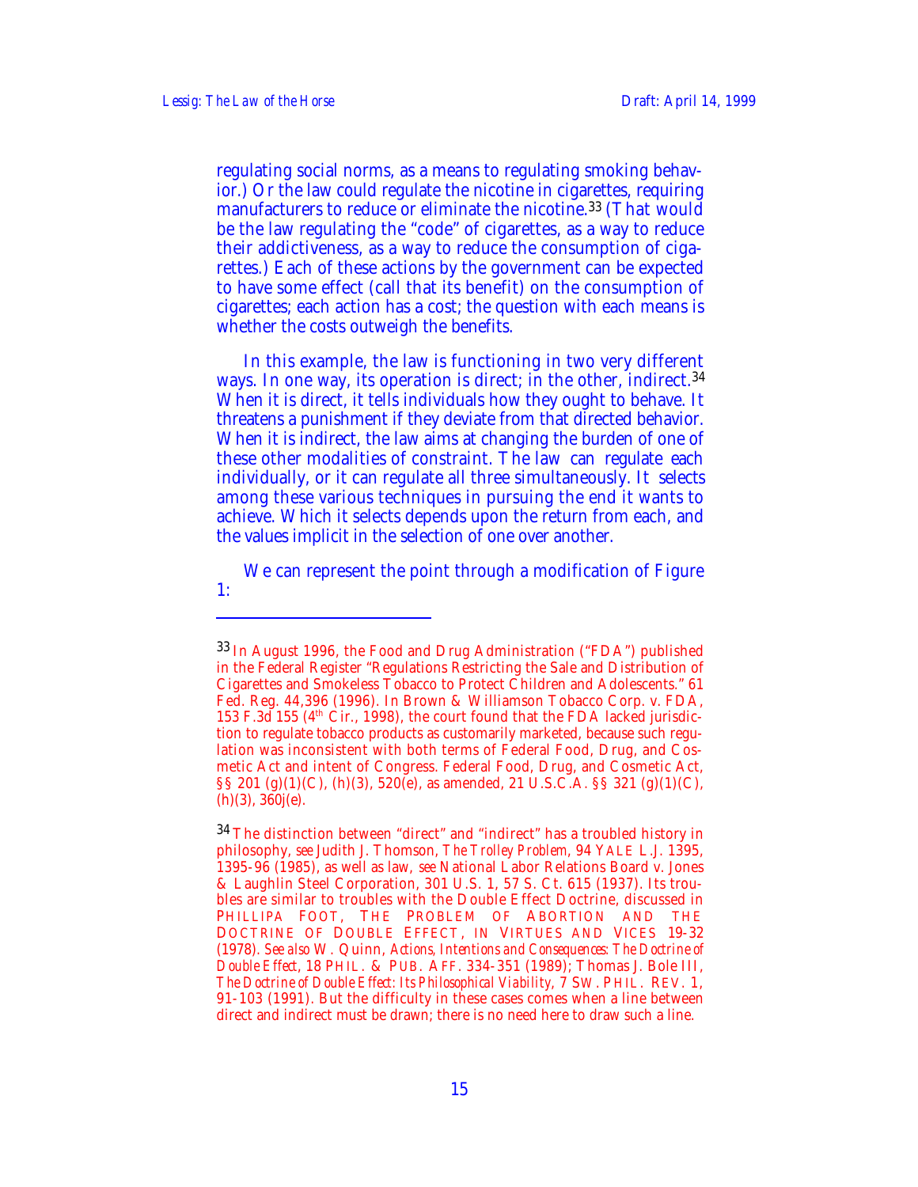regulating social norms, as a means to regulating smoking behavior.) Or the law could regulate the nicotine in cigarettes, requiring manufacturers to reduce or eliminate the nicotine.[33] (That would be the law regulating the "code" of cigarettes, as a way to reduce their addictiveness, as a way to reduce the consumption of cigarettes.) Each of these actions by the government can be expected to have some effect (call that its benefit) on the consumption of cigarettes; each action has a cost; the question with each means is whether the costs outweigh the benefits.

In this example, the law is functioning in two very different ways. In one way, its operation is direct; in the other, indirect.[34] When it is direct, it tells individuals how they ought to behave. It threatens a punishment if they deviate from that directed behavior. When it is indirect, the law aims at changing the burden of one of these other modalities of constraint. The law can regulate each individually, or it can regulate all three simultaneously. It selects among these various techniques in pursuing the end it wants to achieve. Which it selects depends upon the return from each, and the values implicit in the selection of one over another.

We can represent the point through a modification of Figure 1:

---

[33] In August 1996, the Food and Drug Administration ("FDA") published in the Federal Register "Regulations Restricting the Sale and Distribution of Cigarettes and Smokeless Tobacco to Protect Children and Adolescents." 61 Fed. Reg. 44,396 (1996). In Brown & Williamson Tobacco Corp. v. FDA, 153 F.3d 155 (4th Cir., 1998), the court found that the FDA lacked jurisdiction to regulate tobacco products as customarily marketed, because such regulation was inconsistent with both terms of Federal Food, Drug, and Cosmetic Act and intent of Congress. Federal Food, Drug, and Cosmetic Act, §§ 201 (g)(1)(C), (h)(3), 520(e), as amended, 21 U.S.C.A. §§ 321 (g)(1)(C), (h)(3), 360j(e).

[34] The distinction between "direct" and "indirect" has a troubled history in philosophy, *see* Judith J. Thomson, *The Trolley Problem*, 94 YALE L.J. 1395, 1395-96 (1985), as well as law, *see* National Labor Relations Board v. Jones & Laughlin Steel Corporation, 301 U.S. 1, 57 S. Ct. 615 (1937). Its troubles are similar to troubles with the Double Effect Doctrine, discussed in PHILLIPA FOOT, THE PROBLEM OF ABORTION AND THE DOCTRINE OF DOUBLE EFFECT, IN VIRTUES AND VICES 19-32 (1978). *See also* W. Quinn, *Actions, Intentions and Consequences: The Doctrine of Double Effect*, 18 PHIL. & PUB. AFF. 334-351 (1989); Thomas J. Bole III, *The Doctrine of Double Effect: Its Philosophical Viability*, 7 SW. PHIL. REV. 1, 91-103 (1991). But the difficulty in these cases comes when a line between direct and indirect must be drawn; there is no need here to draw such a line.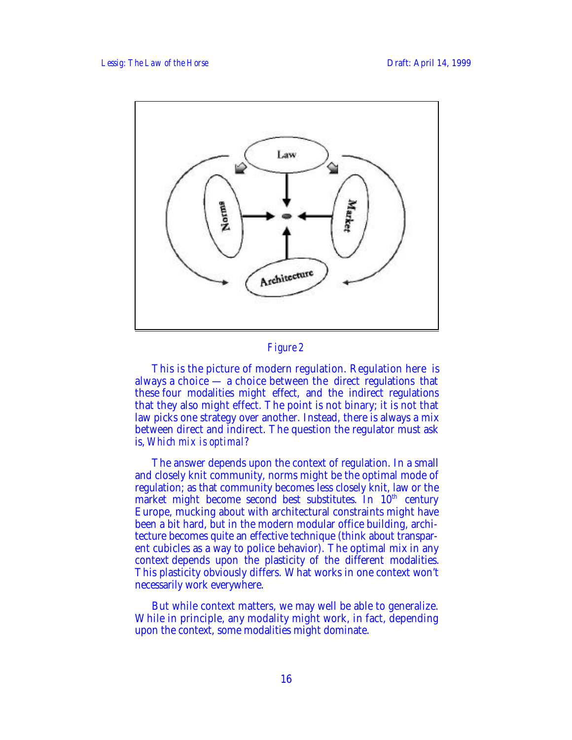Law

Norms

Market

Architecture

*Figure 2*

This is the picture of modern regulation. Regulation here is always a choice — a choice between the direct regulations that these four modalities might effect, and the indirect regulations that they also might effect. The point is not binary; it is not that law picks one strategy over another. Instead, there is always a mix between direct and indirect. The question the regulator must ask is, *Which mix is optimal*?

The answer depends upon the context of regulation. In a small and closely knit community, norms might be the optimal mode of regulation; as that community becomes less closely knit, law or the market might become second best substitutes. In 10th century Europe, mucking about with architectural constraints might have been a bit hard, but in the modern modular office building, architecture becomes quite an effective technique (think about transparent cubicles as a way to police behavior). The optimal mix in any context depends upon the plasticity of the different modalities. This plasticity obviously differs. What works in one context won't necessarily work everywhere.

But while context matters, we may well be able to generalize. While in principle, any modality might work, in fact, depending upon the context, some modalities might dominate.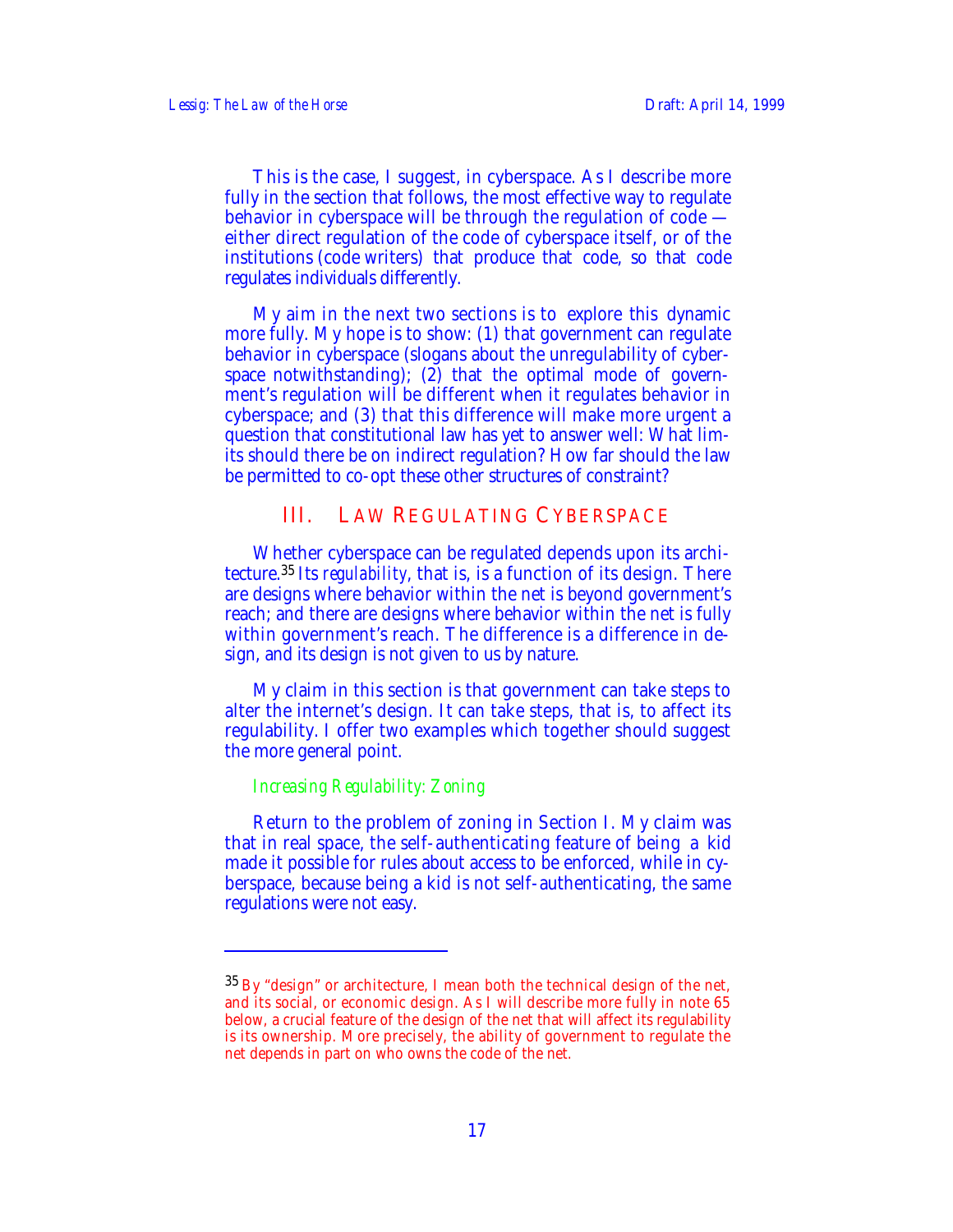This is the case, I suggest, in cyberspace. As I describe more fully in the section that follows, the most effective way to regulate behavior in cyberspace will be through the regulation of code — either direct regulation of the code of cyberspace itself, or of the institutions (code writers) that produce that code, so that code regulates individuals differently.

My aim in the next two sections is to explore this dynamic more fully. My hope is to show: (1) that government can regulate behavior in cyberspace (slogans about the unregulability of cyberspace notwithstanding); (2) that the optimal mode of government's regulation will be different when it regulates behavior in cyberspace; and (3) that this difference will make more urgent a question that constitutional law has yet to answer well: What limits should there be on indirect regulation? How far should the law be permitted to co-opt these other structures of constraint?

## III. LAW REGULATING CYBERSPACE

Whether cyberspace can be regulated depends upon its architecture.[35] Its *regulability*, that is, is a function of its design. There are designs where behavior within the net is beyond government's reach; and there are designs where behavior within the net is fully within government's reach. The difference is a difference in design, and its design is not given to us by nature.

My claim in this section is that government can take steps to alter the internet's design. It can take steps, that is, to affect its regulability. I offer two examples which together should suggest the more general point.

### *Increasing Regulability: Zoning*

Return to the problem of zoning in Section I. My claim was that in real space, the self-authenticating feature of being a kid made it possible for rules about access to be enforced, while in cyberspace, because being a kid is not self-authenticating, the same regulations were not easy.

---

[35] By "design" or architecture, I mean both the technical design of the net, and its social, or economic design. As I will describe more fully in note 65 below, a crucial feature of the design of the net that will affect its regulability is its ownership. More precisely, the ability of government to regulate the net depends in part on who owns the code of the net.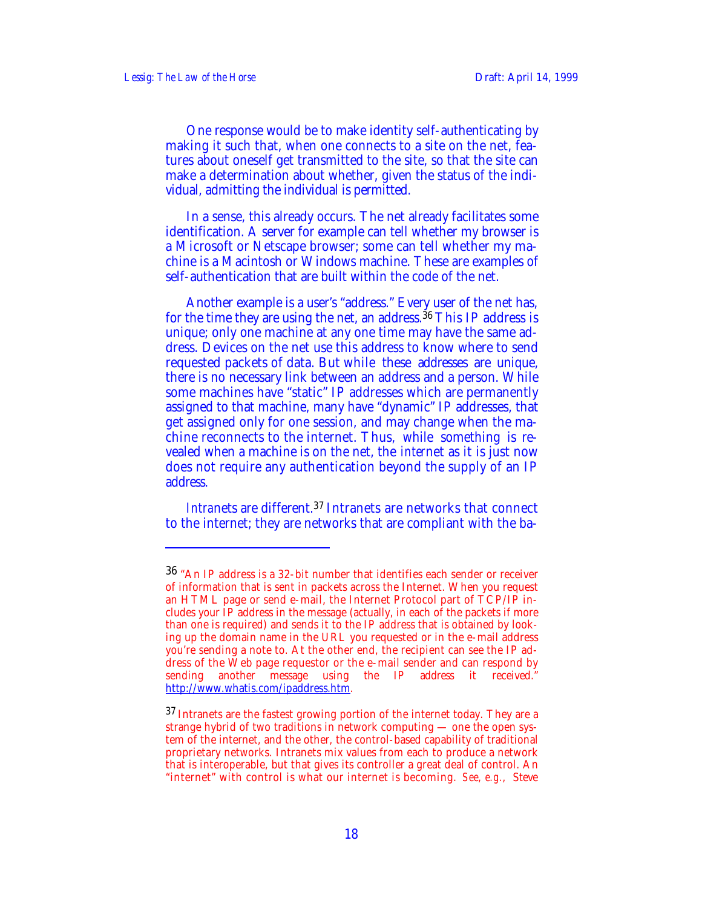One response would be to make identity self-authenticating by making it such that, when one connects to a site on the net, features about oneself get transmitted to the site, so that the site can make a determination about whether, given the status of the individual, admitting the individual is permitted.

In a sense, this already occurs. The net already facilitates some identification. A server for example can tell whether my browser is a Microsoft or Netscape browser; some can tell whether my machine is a Macintosh or Windows machine. These are examples of self-authentication that are built within the code of the net.

Another example is a user's "address." Every user of the net has, for the time they are using the net, an address.[36] This IP address is unique; only one machine at any one time may have the same address. Devices on the net use this address to know where to send requested packets of data. But while these addresses are unique, there is no necessary link between an address and a person. While some machines have "static" IP addresses which are permanently assigned to that machine, many have "dynamic" IP addresses, that get assigned only for one session, and may change when the machine reconnects to the internet. Thus, while something is revealed when a machine is on the net, the *internet* as it is just now does not require any authentication beyond the supply of an IP address.

*Intranets* are different.[37] Intranets are networks that connect to the internet; they are networks that are compliant with the ba-

---

[36] "An IP address is a 32-bit number that identifies each sender or receiver of information that is sent in packets across the Internet. When you request an HTML page or send e-mail, the Internet Protocol part of TCP/IP includes your IP address in the message (actually, in each of the packets if more than one is required) and sends it to the IP address that is obtained by looking up the domain name in the URL you requested or in the e-mail address you're sending a note to. At the other end, the recipient can see the IP address of the Web page requestor or the e-mail sender and can respond by sending another message using the IP address it received." http://www.whatis.com/ipaddress.htm.

[37] Intranets are the fastest growing portion of the internet today. They are a strange hybrid of two traditions in network computing — one the open system of the internet, and the other, the control-based capability of traditional proprietary networks. Intranets mix values from each to produce a network that is interoperable, but that gives its controller a great deal of control. An "internet" with control is what our internet is becoming. *See, e.g.*, Steve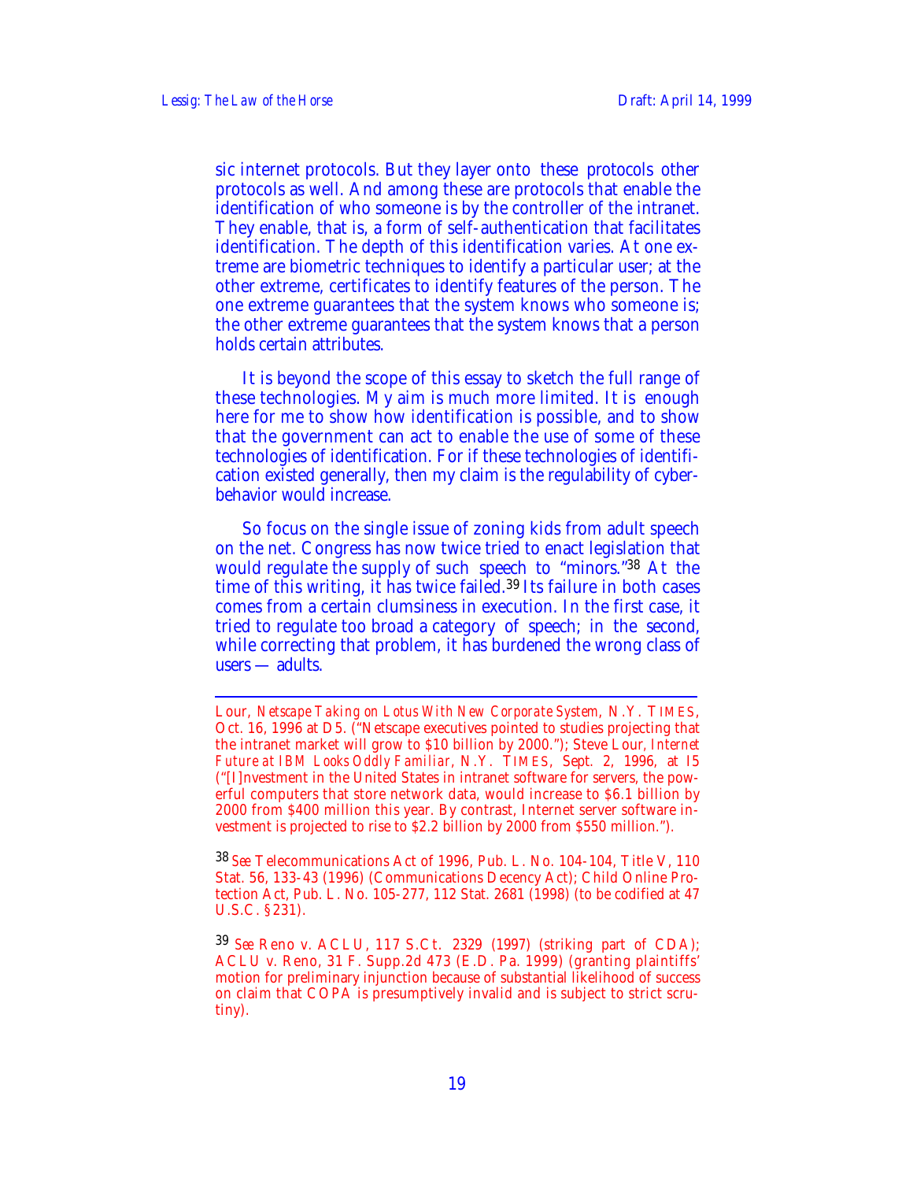sic internet protocols. But they layer onto these protocols other protocols as well. And among these are protocols that enable the identification of who someone is by the controller of the intranet. They enable, that is, a form of self-authentication that facilitates identification. The depth of this identification varies. At one extreme are biometric techniques to identify a particular user; at the other extreme, certificates to identify features of the person. The one extreme guarantees that the system knows who someone is; the other extreme guarantees that the system knows that a person holds certain attributes.

It is beyond the scope of this essay to sketch the full range of these technologies. My aim is much more limited. It is enough here for me to show how identification is possible, and to show that the government can act to enable the use of some of these technologies of identification. For if these technologies of identification existed generally, then my claim is the regulability of cyberbehavior would increase.

So focus on the single issue of zoning kids from adult speech on the net. Congress has now twice tried to enact legislation that would regulate the supply of such speech to "minors."[38] At the time of this writing, it has twice failed.[39] Its failure in both cases comes from a certain clumsiness in execution. In the first case, it tried to regulate too broad a category of speech; in the second, while correcting that problem, it has burdened the wrong class of users — adults.

---

Lour, *Netscape Taking on Lotus With New Corporate System*, N.Y. TIMES, Oct. 16, 1996 at D5. ("Netscape executives pointed to studies projecting that the intranet market will grow to $10 billion by 2000."); Steve Lour, *Internet Future at IBM Looks Oddly Familiar*, N.Y. TIMES, Sept. 2, 1996, at I5 ("[I]nvestment in the United States in intranet software for servers, the powerful computers that store network data, would increase to $6.1 billion by 2000 from $400 million this year. By contrast, Internet server software investment is projected to rise to $2.2 billion by 2000 from $550 million.").

[38] *See* Telecommunications Act of 1996, Pub. L. No. 104-104, Title V, 110 Stat. 56, 133-43 (1996) (Communications Decency Act); Child Online Protection Act, Pub. L. No. 105-277, 112 Stat. 2681 (1998) (to be codified at 47 U.S.C. §231).

[39] *See* Reno v. ACLU, 117 S.Ct. 2329 (1997) (striking part of CDA); ACLU v. Reno, 31 F. Supp.2d 473 (E.D. Pa. 1999) (granting plaintiffs' motion for preliminary injunction because of substantial likelihood of success on claim that COPA is presumptively invalid and is subject to strict scrutiny).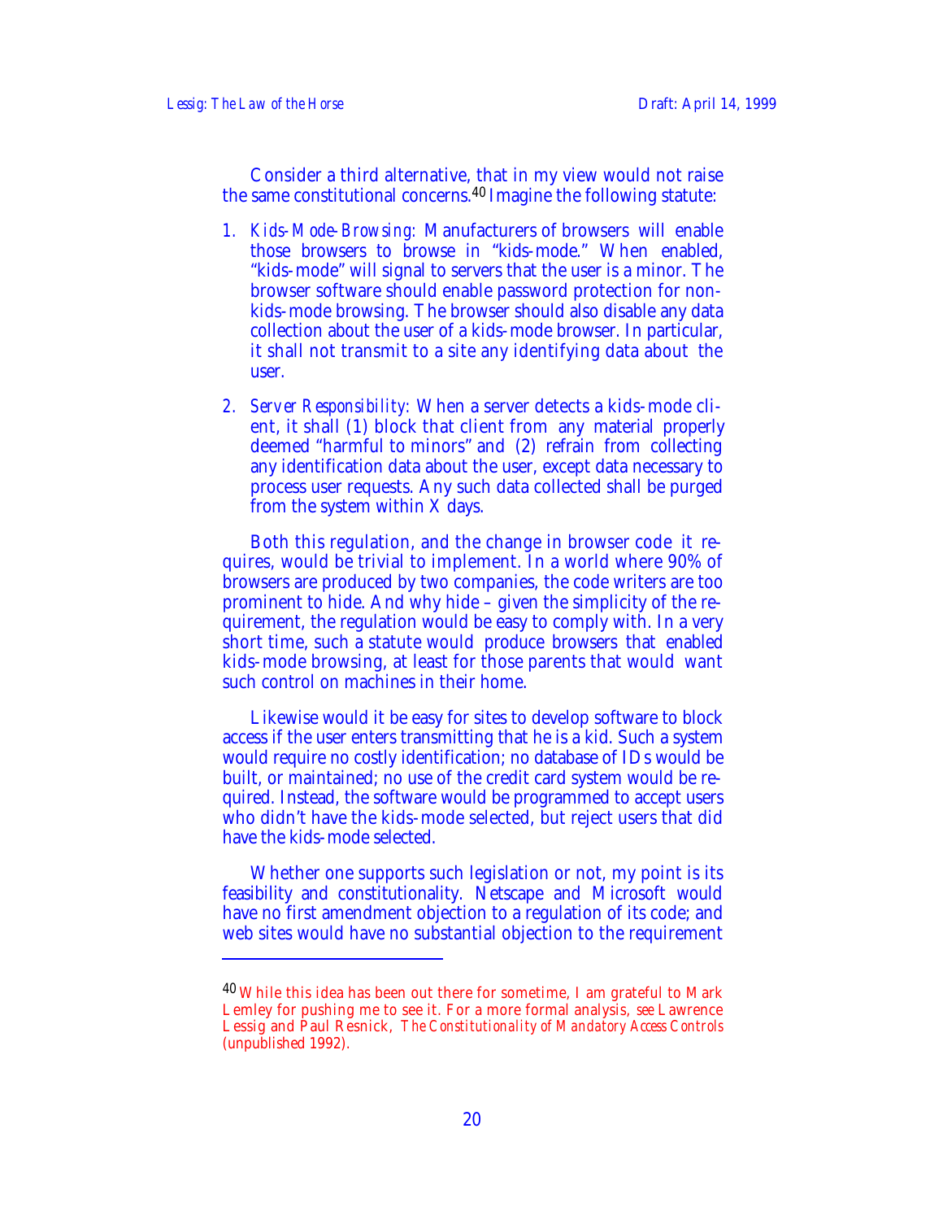Consider a third alternative, that in my view would not raise the same constitutional concerns.[40] Imagine the following statute:

1. *Kids-Mode-Browsing*: Manufacturers of browsers will enable those browsers to browse in "kids-mode." When enabled, "kids-mode" will signal to servers that the user is a minor. The browser software should enable password protection for non-kids-mode browsing. The browser should also disable any data collection about the user of a kids-mode browser. In particular, it shall not transmit to a site any identifying data about the user.

2. *Server Responsibility*: When a server detects a kids-mode client, it shall (1) block that client from any material properly deemed "harmful to minors" and (2) refrain from collecting any identification data about the user, except data necessary to process user requests. Any such data collected shall be purged from the system within X days.

Both this regulation, and the change in browser code it requires, would be trivial to implement. In a world where 90% of browsers are produced by two companies, the code writers are too prominent to hide. And why hide – given the simplicity of the requirement, the regulation would be easy to comply with. In a very short time, such a statute would produce browsers that enabled kids-mode browsing, at least for those parents that would want such control on machines in their home.

Likewise would it be easy for sites to develop software to block access if the user enters transmitting that he is a kid. Such a system would require no costly identification; no database of IDs would be built, or maintained; no use of the credit card system would be required. Instead, the software would be programmed to accept users who didn't have the kids-mode selected, but reject users that did have the kids-mode selected.

Whether one supports such legislation or not, my point is its feasibility and constitutionality. Netscape and Microsoft would have no first amendment objection to a regulation of its code; and web sites would have no substantial objection to the requirement

---

[40] While this idea has been out there for sometime, I am grateful to Mark Lemley for pushing me to see it. For a more formal analysis, *see* Lawrence Lessig and Paul Resnick, *The Constitutionality of Mandatory Access Controls* (unpublished 1992).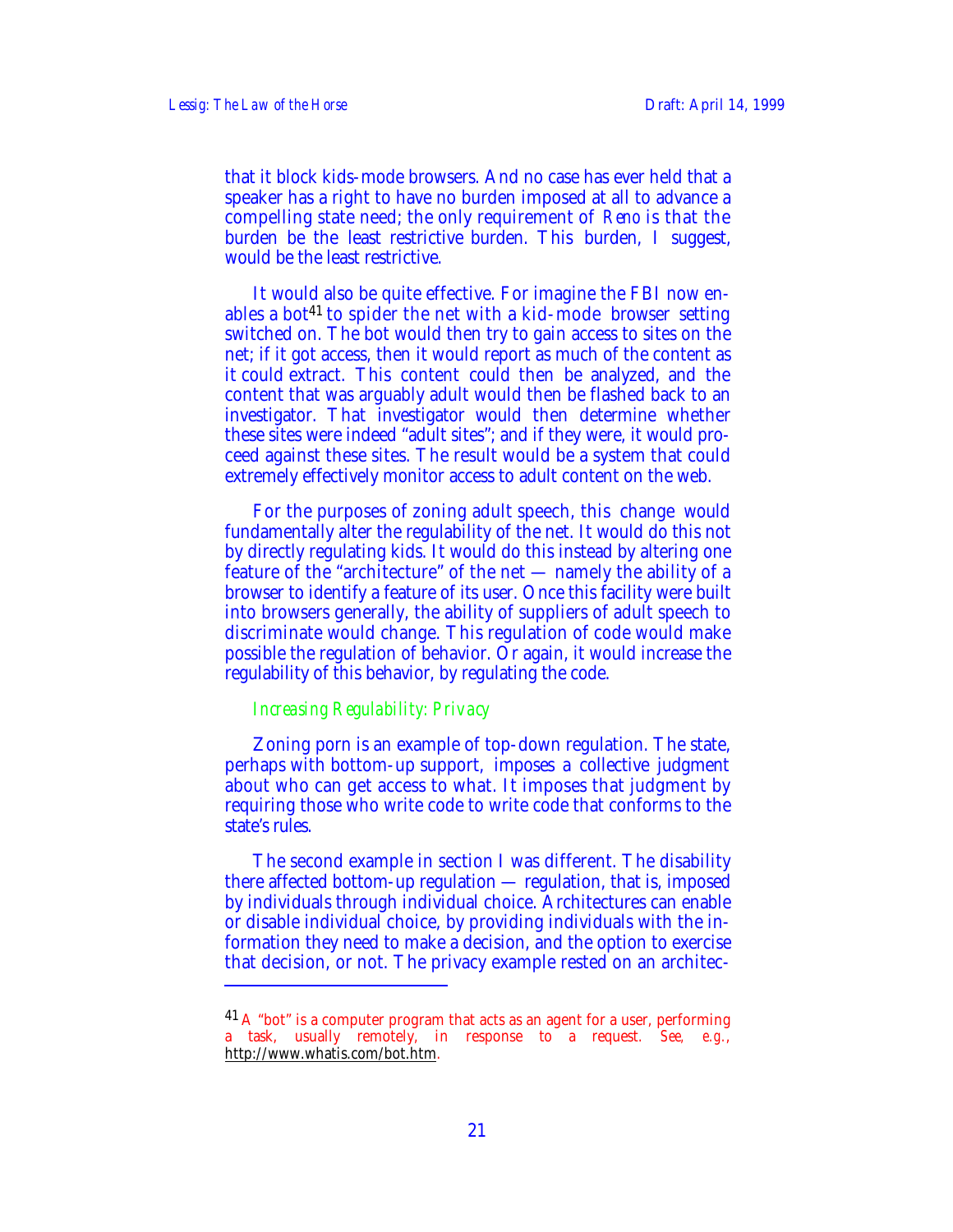that it block kids-mode browsers. And no case has ever held that a speaker has a right to have no burden imposed at all to advance a compelling state need; the only requirement of *Reno* is that the burden be the least restrictive burden. This burden, I suggest, would be the least restrictive.

It would also be quite effective. For imagine the FBI now enables a bot[41] to spider the net with a kid-mode browser setting switched on. The bot would then try to gain access to sites on the net; if it got access, then it would report as much of the content as it could extract. This content could then be analyzed, and the content that was arguably adult would then be flashed back to an investigator. That investigator would then determine whether these sites were indeed "adult sites"; and if they were, it would proceed against these sites. The result would be a system that could extremely effectively monitor access to adult content on the web.

For the purposes of zoning adult speech, this change would fundamentally alter the regulability of the net. It would do this not by directly regulating kids. It would do this instead by altering one feature of the "architecture" of the net — namely the ability of a browser to identify a feature of its user. Once this facility were built into browsers generally, the ability of suppliers of adult speech to discriminate would change. This regulation of code would make possible the regulation of behavior. Or again, it would increase the regulability of this behavior, by regulating the code.

*Increasing Regulability: Privacy*

Zoning porn is an example of top-down regulation. The state, perhaps with bottom-up support, imposes a collective judgment about who can get access to what. It imposes that judgment by requiring those who write code to write code that conforms to the state's rules.

The second example in section I was different. The disability there affected bottom-up regulation — regulation, that is, imposed by individuals through individual choice. Architectures can enable or disable individual choice, by providing individuals with the information they need to make a decision, and the option to exercise that decision, or not. The privacy example rested on an architec-

---

[41] A "bot" is a computer program that acts as an agent for a user, performing a task, usually remotely, in response to a request. *See, e.g.*, http://www.whatis.com/bot.htm.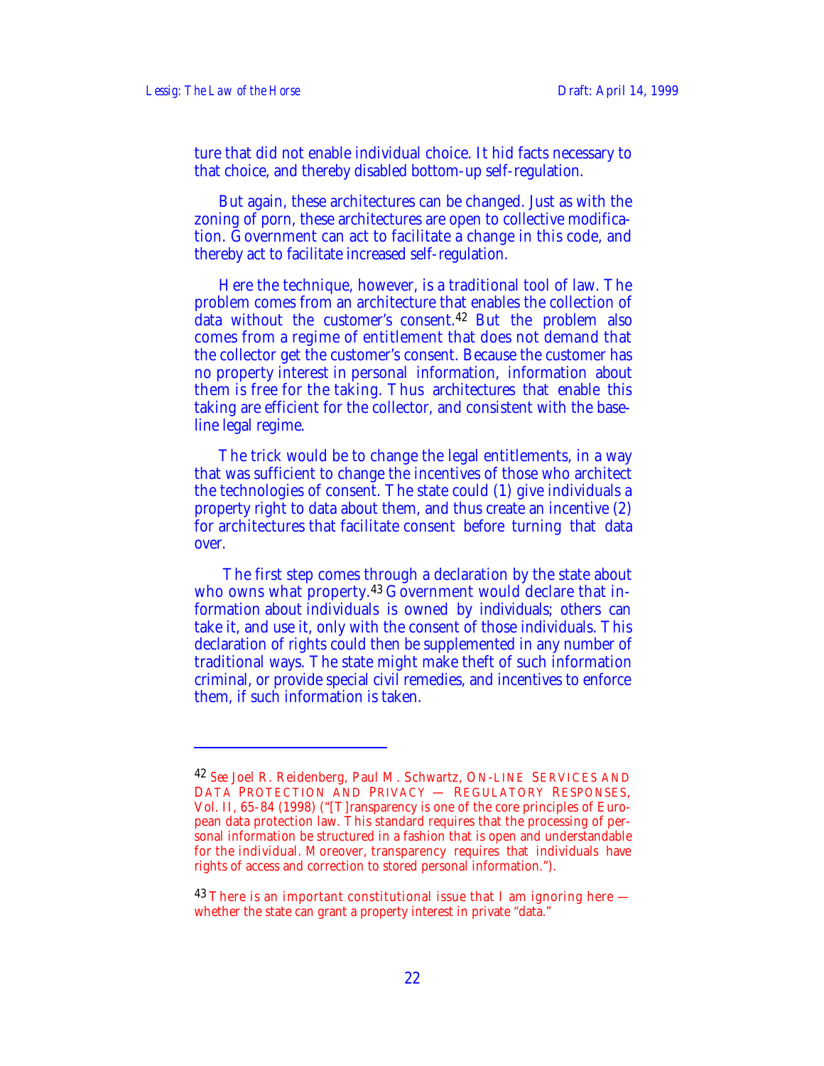ture that did not enable individual choice. It hid facts necessary to that choice, and thereby disabled bottom-up self-regulation.

But again, these architectures can be changed. Just as with the zoning of porn, these architectures are open to collective modification. Government can act to facilitate a change in this code, and thereby act to facilitate increased self-regulation.

Here the technique, however, is a traditional tool of law. The problem comes from an architecture that enables the collection of data without the customer's consent.[42] But the problem also comes from a regime of entitlement that does not demand that the collector get the customer's consent. Because the customer has no property interest in personal information, information about them is free for the taking. Thus architectures that enable this taking are efficient for the collector, and consistent with the baseline legal regime.

The trick would be to change the legal entitlements, in a way that was sufficient to change the incentives of those who architect the technologies of consent. The state could (1) give individuals a property right to data about them, and thus create an incentive (2) for architectures that facilitate consent before turning that data over.

The first step comes through a declaration by the state about who owns what property.[43] Government would declare that information about individuals is owned by individuals; others can take it, and use it, only with the consent of those individuals. This declaration of rights could then be supplemented in any number of traditional ways. The state might make theft of such information criminal, or provide special civil remedies, and incentives to enforce them, if such information is taken.

---

[42] *See* Joel R. Reidenberg, Paul M. Schwartz, ON-LINE SERVICES AND DATA PROTECTION AND PRIVACY — REGULATORY RESPONSES, Vol. II, 65-84 (1998) ("[T]ransparency is one of the core principles of European data protection law. This standard requires that the processing of personal information be structured in a fashion that is open and understandable for the individual. Moreover, transparency requires that individuals have rights of access and correction to stored personal information.").

[43] There is an important constitutional issue that I am ignoring here — whether the state can grant a property interest in private "data."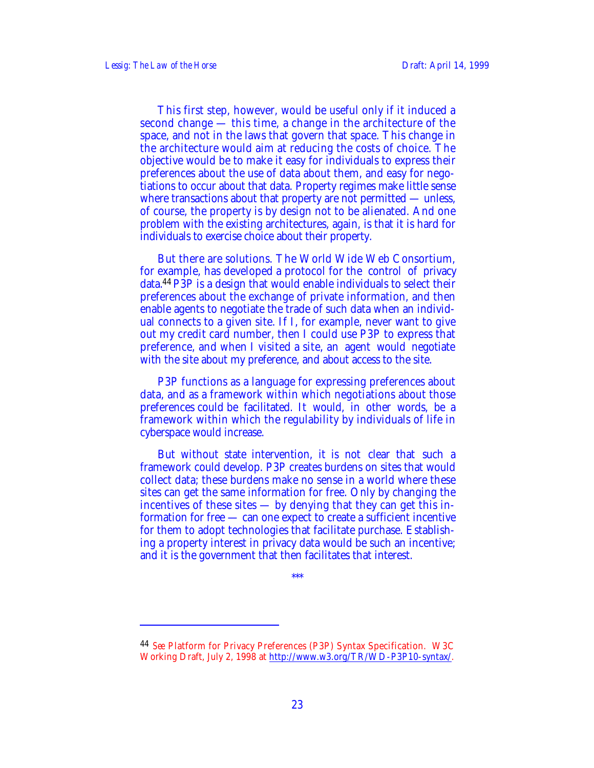This first step, however, would be useful only if it induced a second change — this time, a change in the architecture of the space, and not in the laws that govern that space. This change in the architecture would aim at reducing the costs of choice. The objective would be to make it easy for individuals to express their preferences about the use of data about them, and easy for negotiations to occur about that data. Property regimes make little sense where transactions about that property are not permitted — unless, of course, the property is by design not to be alienated. And one problem with the existing architectures, again, is that it is hard for individuals to exercise choice about their property.

But there are solutions. The World Wide Web Consortium, for example, has developed a protocol for the control of privacy data.[44] P3P is a design that would enable individuals to select their preferences about the exchange of private information, and then enable agents to negotiate the trade of such data when an individual connects to a given site. If I, for example, never want to give out my credit card number, then I could use P3P to express that preference, and when I visited a site, an agent would negotiate with the site about my preference, and about access to the site.

P3P functions as a language for expressing preferences about data, and as a framework within which negotiations about those preferences could be facilitated. It would, in other words, be a framework within which the regulability by individuals of life in cyberspace would increase.

But without state intervention, it is not clear that such a framework could develop. P3P creates burdens on sites that would collect data; these burdens make no sense in a world where these sites can get the same information for free. Only by changing the incentives of these sites — by denying that they can get this information for free — can one expect to create a sufficient incentive for them to adopt technologies that facilitate purchase. Establishing a property interest in privacy data would be such an incentive; and it is the government that then facilitates that interest.

\*\*\*

---

[44] *See* Platform for Privacy Preferences (P3P) Syntax Specification. W3C Working Draft, July 2, 1998 at http://www.w3.org/TR/WD-P3P10-syntax/.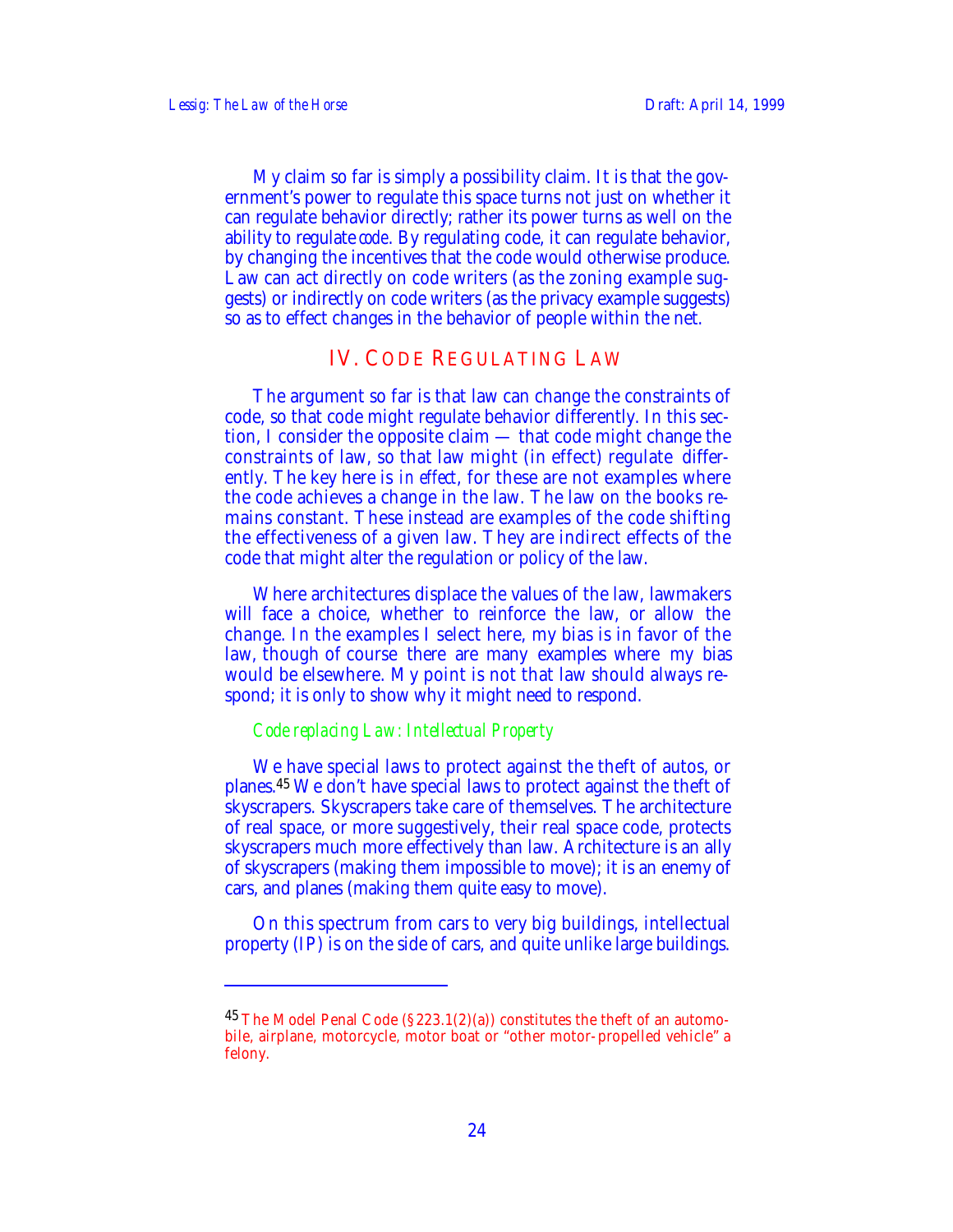My claim so far is simply a possibility claim. It is that the government's power to regulate this space turns not just on whether it can regulate behavior directly; rather its power turns as well on the ability to regulate *code*. By regulating code, it can regulate behavior, by changing the incentives that the code would otherwise produce. Law can act directly on code writers (as the zoning example suggests) or indirectly on code writers (as the privacy example suggests) so as to effect changes in the behavior of people within the net.

## IV. Code Regulating Law

The argument so far is that law can change the constraints of code, so that code might regulate behavior differently. In this section, I consider the opposite claim — that code might change the constraints of law, so that law might (in effect) regulate differently. The key here is *in effect*, for these are not examples where the code achieves a change in the law. The law on the books remains constant. These instead are examples of the code shifting the effectiveness of a given law. They are indirect effects of the code that might alter the regulation or policy of the law.

Where architectures displace the values of the law, lawmakers will face a choice, whether to reinforce the law, or allow the change. In the examples I select here, my bias is in favor of the law, though of course there are many examples where my bias would be elsewhere. My point is not that law should always respond; it is only to show why it might need to respond.

### *Code replacing Law: Intellectual Property*

We have special laws to protect against the theft of autos, or planes.[45] We don't have special laws to protect against the theft of skyscrapers. Skyscrapers take care of themselves. The architecture of real space, or more suggestively, their real space code, protects skyscrapers much more effectively than law. Architecture is an ally of skyscrapers (making them impossible to move); it is an enemy of cars, and planes (making them quite easy to move).

On this spectrum from cars to very big buildings, intellectual property (IP) is on the side of cars, and quite unlike large buildings.

---

[45] The Model Penal Code (§223.1(2)(a)) constitutes the theft of an automobile, airplane, motorcycle, motor boat or "other motor-propelled vehicle" a felony.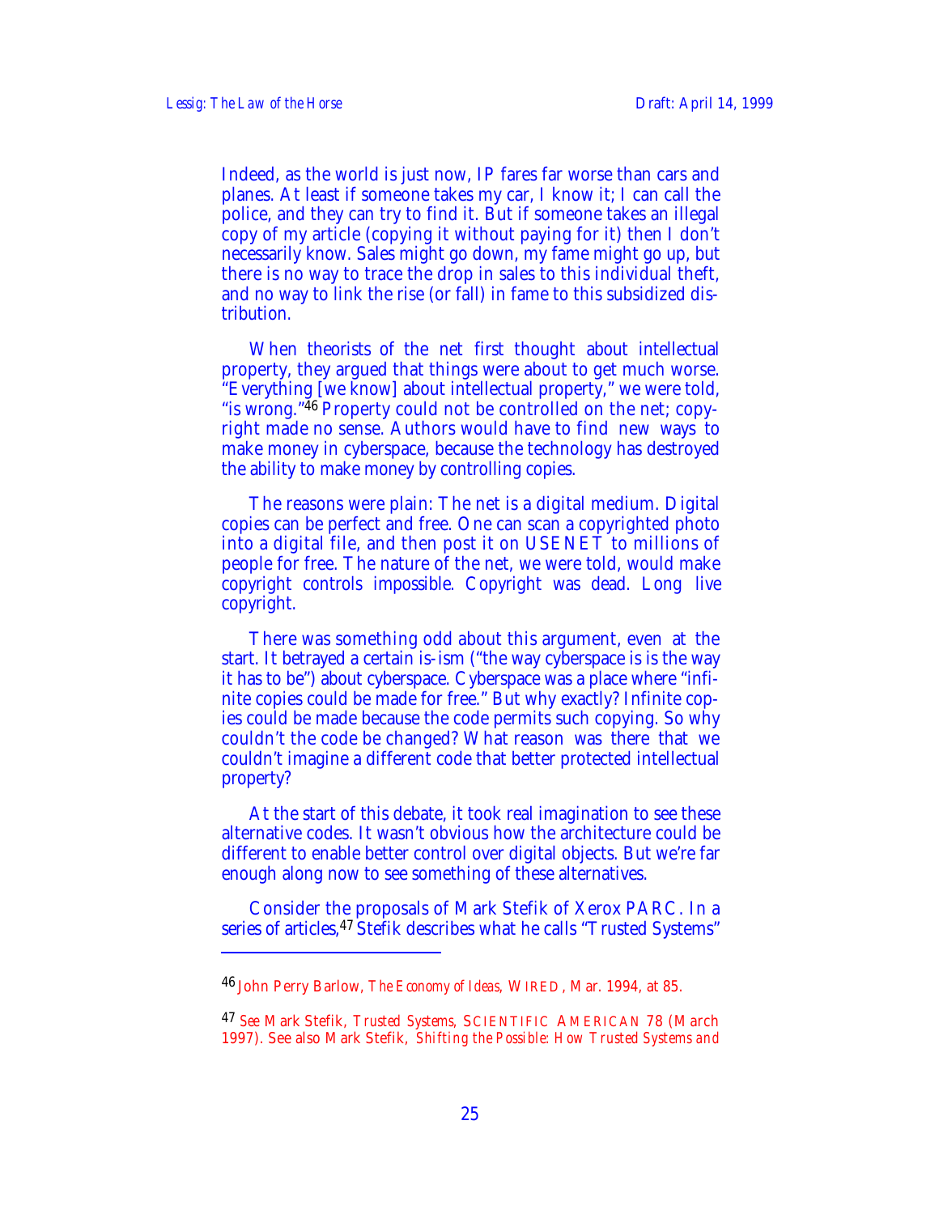Indeed, as the world is just now, IP fares far worse than cars and planes. At least if someone takes my car, I know it; I can call the police, and they can try to find it. But if someone takes an illegal copy of my article (copying it without paying for it) then I don't necessarily know. Sales might go down, my fame might go up, but there is no way to trace the drop in sales to this individual theft, and no way to link the rise (or fall) in fame to this subsidized distribution.

When theorists of the net first thought about intellectual property, they argued that things were about to get much worse. "Everything [we know] about intellectual property," we were told, "is wrong."[46] Property could not be controlled on the net; copyright made no sense. Authors would have to find new ways to make money in cyberspace, because the technology has destroyed the ability to make money by controlling copies.

The reasons were plain: The net is a digital medium. Digital copies can be perfect and free. One can scan a copyrighted photo into a digital file, and then post it on USENET to millions of people for free. The nature of the net, we were told, would make copyright controls impossible. Copyright was dead. Long live copyright.

There was something odd about this argument, even at the start. It betrayed a certain is-ism ("the way cyberspace is is the way it has to be") about cyberspace. Cyberspace was a place where "infinite copies could be made for free." But why exactly? Infinite copies could be made because the code permits such copying. So why couldn't the code be changed? What reason was there that we couldn't imagine a different code that better protected intellectual property?

At the start of this debate, it took real imagination to see these alternative codes. It wasn't obvious how the architecture could be different to enable better control over digital objects. But we're far enough along now to see something of these alternatives.

Consider the proposals of Mark Stefik of Xerox PARC. In a series of articles,[47] Stefik describes what he calls "Trusted Systems"

---

[46] John Perry Barlow, *The Economy of Ideas*, WIRED, Mar. 1994, at 85.

[47] *See* Mark Stefik, *Trusted Systems*, SCIENTIFIC AMERICAN 78 (March 1997). See also Mark Stefik, *Shifting the Possible: How Trusted Systems and*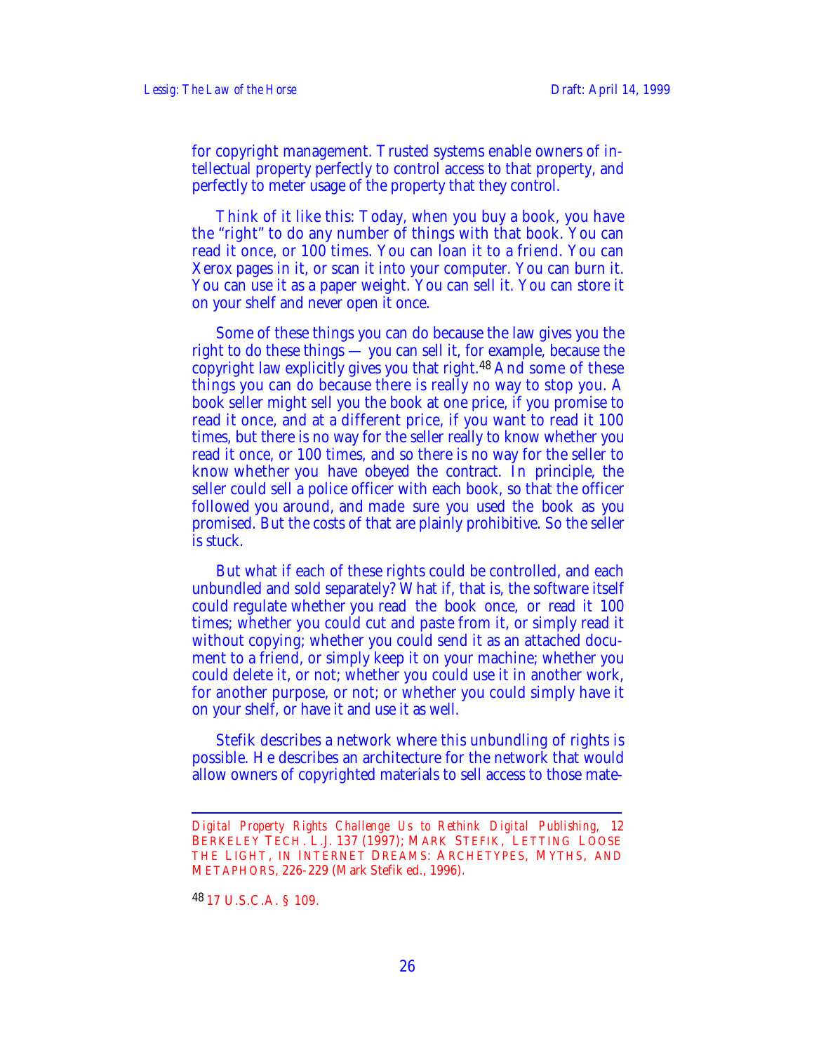for copyright management. Trusted systems enable owners of intellectual property perfectly to control access to that property, and perfectly to meter usage of the property that they control.

Think of it like this: Today, when you buy a book, you have the "right" to do any number of things with that book. You can read it once, or 100 times. You can loan it to a friend. You can Xerox pages in it, or scan it into your computer. You can burn it. You can use it as a paper weight. You can sell it. You can store it on your shelf and never open it once.

Some of these things you can do because the law gives you the right to do these things — you can sell it, for example, because the copyright law explicitly gives you that right.[48] And some of these things you can do because there is really no way to stop you. A book seller might sell you the book at one price, if you promise to read it once, and at a different price, if you want to read it 100 times, but there is no way for the seller really to know whether you read it once, or 100 times, and so there is no way for the seller to know whether you have obeyed the contract. In principle, the seller could sell a police officer with each book, so that the officer followed you around, and made sure you used the book as you promised. But the costs of that are plainly prohibitive. So the seller is stuck.

But what if each of these rights could be controlled, and each unbundled and sold separately? What if, that is, the software itself could regulate whether you read the book once, or read it 100 times; whether you could cut and paste from it, or simply read it without copying; whether you could send it as an attached document to a friend, or simply keep it on your machine; whether you could delete it, or not; whether you could use it in another work, for another purpose, or not; or whether you could simply have it on your shelf, or have it and use it as well.

Stefik describes a network where this unbundling of rights is possible. He describes an architecture for the network that would allow owners of copyrighted materials to sell access to those mate-

---

*Digital Property Rights Challenge Us to Rethink Digital Publishing*, 12 BERKELEY TECH. L.J. 137 (1997); MARK STEFIK, LETTING LOOSE THE LIGHT, IN INTERNET DREAMS: ARCHETYPES, MYTHS, AND METAPHORS, 226-229 (Mark Stefik ed., 1996).

[48] 17 U.S.C.A. § 109.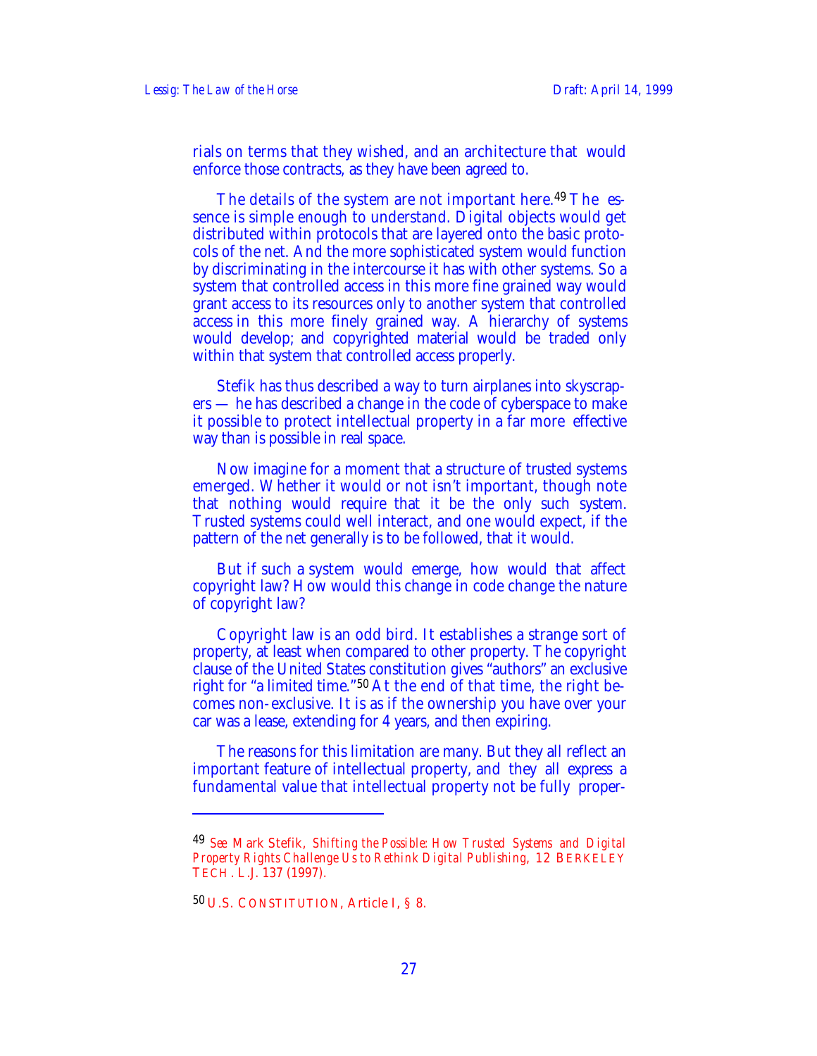rials on terms that they wished, and an architecture that would enforce those contracts, as they have been agreed to.

The details of the system are not important here.[49] The essence is simple enough to understand. Digital objects would get distributed within protocols that are layered onto the basic protocols of the net. And the more sophisticated system would function by discriminating in the intercourse it has with other systems. So a system that controlled access in this more fine grained way would grant access to its resources only to another system that controlled access in this more finely grained way. A hierarchy of systems would develop; and copyrighted material would be traded only within that system that controlled access properly.

Stefik has thus described a way to turn airplanes into skyscrapers — he has described a change in the code of cyberspace to make it possible to protect intellectual property in a far more effective way than is possible in real space.

Now imagine for a moment that a structure of trusted systems emerged. Whether it would or not isn't important, though note that nothing would require that it be the only such system. Trusted systems could well interact, and one would expect, if the pattern of the net generally is to be followed, that it would.

But if such a system would emerge, how would that affect copyright law? How would this change in code change the nature of copyright law?

Copyright law is an odd bird. It establishes a strange sort of property, at least when compared to other property. The copyright clause of the United States constitution gives "authors" an exclusive right for "a limited time."[50] At the end of that time, the right becomes non-exclusive. It is as if the ownership you have over your car was a lease, extending for 4 years, and then expiring.

The reasons for this limitation are many. But they all reflect an important feature of intellectual property, and they all express a fundamental value that intellectual property not be fully proper-

---

[49] *See* Mark Stefik, *Shifting the Possible: How Trusted Systems and Digital Property Rights Challenge Us to Rethink Digital Publishing*, 12 BERKELEY TECH. L.J. 137 (1997).

[50] U.S. CONSTITUTION, Article I, § 8.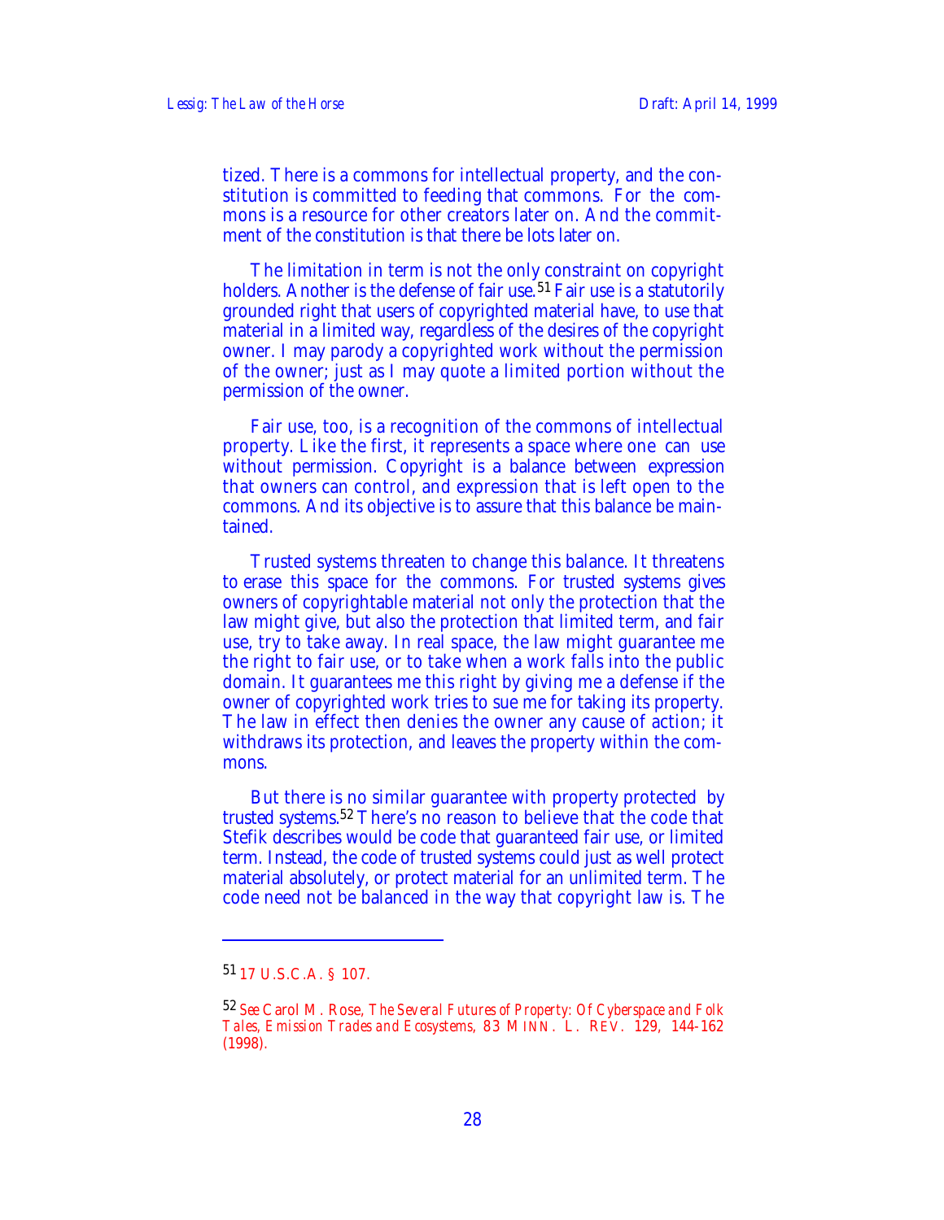tized. There is a commons for intellectual property, and the constitution is committed to feeding that commons. For the commons is a resource for other creators later on. And the commitment of the constitution is that there be lots later on.

The limitation in term is not the only constraint on copyright holders. Another is the defense of fair use.[51] Fair use is a statutorily grounded right that users of copyrighted material have, to use that material in a limited way, regardless of the desires of the copyright owner. I may parody a copyrighted work without the permission of the owner; just as I may quote a limited portion without the permission of the owner.

Fair use, too, is a recognition of the commons of intellectual property. Like the first, it represents a space where one can use without permission. Copyright is a balance between expression that owners can control, and expression that is left open to the commons. And its objective is to assure that this balance be maintained.

Trusted systems threaten to change this balance. It threatens to erase this space for the commons. For trusted systems gives owners of copyrightable material not only the protection that the law might give, but also the protection that limited term, and fair use, try to take away. In real space, the law might guarantee me the right to fair use, or to take when a work falls into the public domain. It guarantees me this right by giving me a defense if the owner of copyrighted work tries to sue me for taking its property. The law in effect then denies the owner any cause of action; it withdraws its protection, and leaves the property within the commons.

But there is no similar guarantee with property protected by trusted systems.[52] There's no reason to believe that the code that Stefik describes would be code that guaranteed fair use, or limited term. Instead, the code of trusted systems could just as well protect material absolutely, or protect material for an unlimited term. The code need not be balanced in the way that copyright law is. The

---

[51] 17 U.S.C.A. § 107.

[52] *See* Carol M. Rose, *The Several Futures of Property: Of Cyberspace and Folk Tales, Emission Trades and Ecosystems*, 83 MINN. L. REV. 129, 144-162 (1998).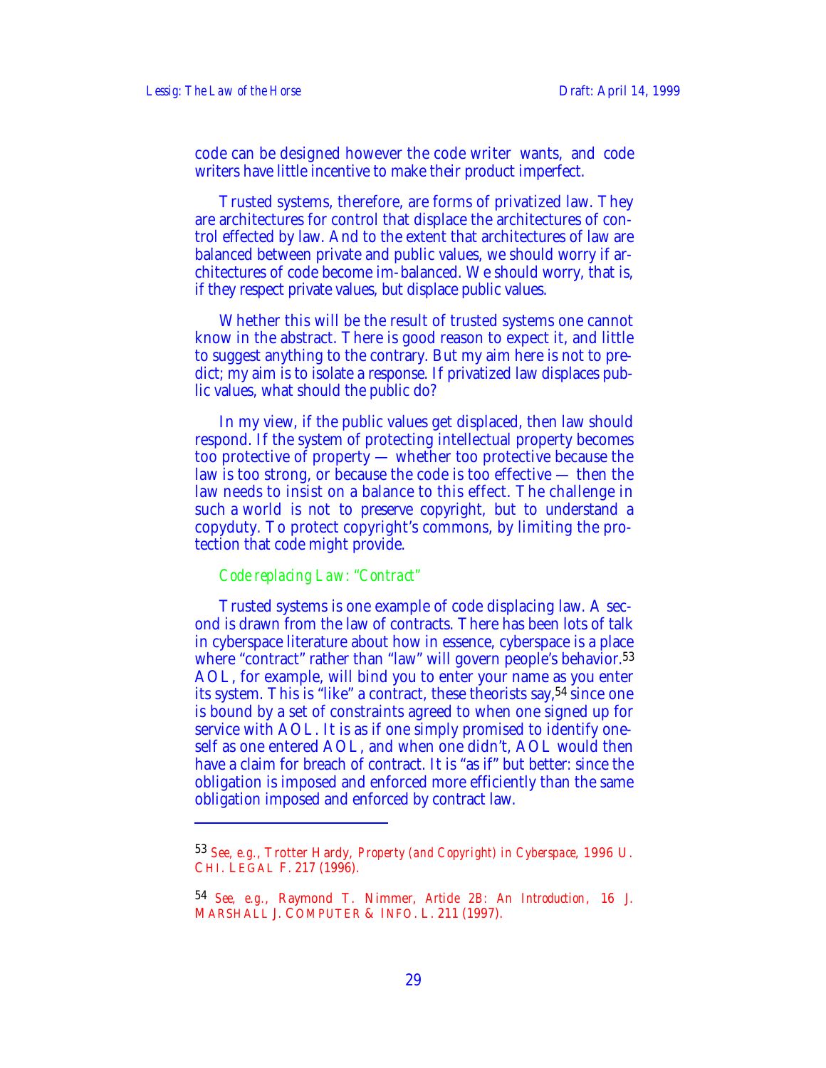code can be designed however the code writer wants, and code writers have little incentive to make their product imperfect.

Trusted systems, therefore, are forms of privatized law. They are architectures for control that displace the architectures of control effected by law. And to the extent that architectures of law are balanced between private and public values, we should worry if architectures of code become im-balanced. We should worry, that is, if they respect private values, but displace public values.

Whether this will be the result of trusted systems one cannot know in the abstract. There is good reason to expect it, and little to suggest anything to the contrary. But my aim here is not to predict; my aim is to isolate a response. If privatized law displaces public values, what should the public do?

In my view, if the public values get displaced, then law should respond. If the system of protecting intellectual property becomes too protective of property — whether too protective because the law is too strong, or because the code is too effective — then the law needs to insist on a balance to this effect. The challenge in such a world is not to preserve copyright, but to understand a copyduty. To protect copyright's commons, by limiting the protection that code might provide.

### *Code replacing Law: "Contract"*

Trusted systems is one example of code displacing law. A second is drawn from the law of contracts. There has been lots of talk in cyberspace literature about how in essence, cyberspace is a place where "contract" rather than "law" will govern people's behavior.[53] AOL, for example, will bind you to enter your name as you enter its system. This is "like" a contract, these theorists say,[54] since one is bound by a set of constraints agreed to when one signed up for service with AOL. It is as if one simply promised to identify oneself as one entered AOL, and when one didn't, AOL would then have a claim for breach of contract. It is "as if" but better: since the obligation is imposed and enforced more efficiently than the same obligation imposed and enforced by contract law.

---

[53] *See, e.g.*, Trotter Hardy, *Property (and Copyright) in Cyberspace*, 1996 U. CHI. LEGAL F. 217 (1996).

[54] *See, e.g.*, Raymond T. Nimmer, *Article 2B: An Introduction*, 16 J. MARSHALL J. COMPUTER & INFO. L. 211 (1997).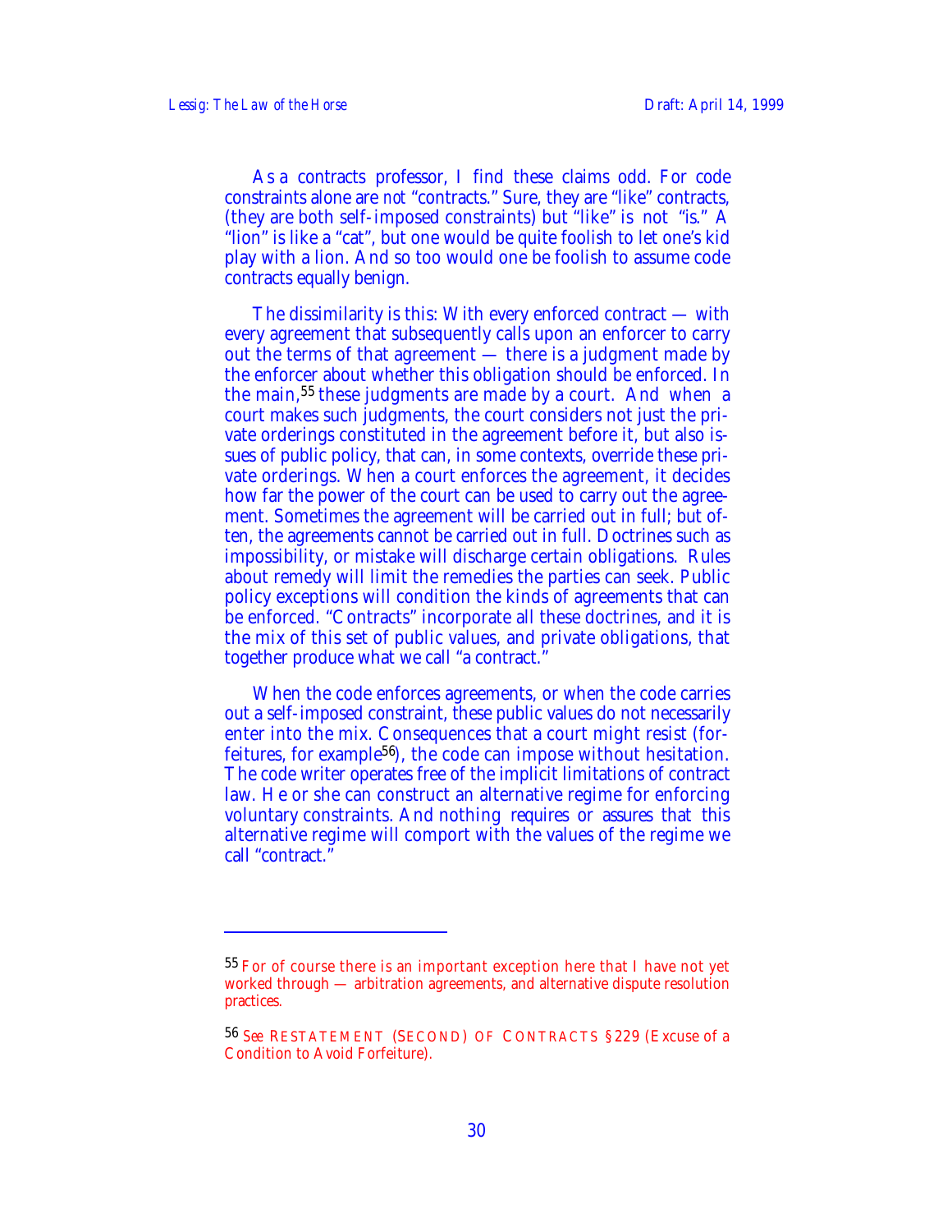As a contracts professor, I find these claims odd. For code constraints alone are *not* "contracts." Sure, they are "like" contracts, (they are both self-imposed constraints) but "like" is not "is." A "lion" is like a "cat", but one would be quite foolish to let one's kid play with a lion. And so too would one be foolish to assume code contracts equally benign.

The dissimilarity is this: With every enforced contract — with every agreement that subsequently calls upon an enforcer to carry out the terms of that agreement — there is a judgment made by the enforcer about whether this obligation should be enforced. In the main,[55] these judgments are made by a court. And when a court makes such judgments, the court considers not just the private orderings constituted in the agreement before it, but also issues of public policy, that can, in some contexts, override these private orderings. When a court enforces the agreement, it decides how far the power of the court can be used to carry out the agreement. Sometimes the agreement will be carried out in full; but often, the agreements cannot be carried out in full. Doctrines such as impossibility, or mistake will discharge certain obligations. Rules about remedy will limit the remedies the parties can seek. Public policy exceptions will condition the kinds of agreements that can be enforced. "Contracts" incorporate all these doctrines, and it is the mix of this set of public values, and private obligations, that together produce what we call "a contract."

When the code enforces agreements, or when the code carries out a self-imposed constraint, these public values do not necessarily enter into the mix. Consequences that a court might resist (forfeitures, for example[56]), the code can impose without hesitation. The code writer operates free of the implicit limitations of contract law. He or she can construct an alternative regime for enforcing voluntary constraints. And nothing requires or assures that this alternative regime will comport with the values of the regime we call "contract."

---

[55] For of course there is an important exception here that I have not yet worked through — arbitration agreements, and alternative dispute resolution practices.

[56] *See* RESTATEMENT (SECOND) OF CONTRACTS §229 (Excuse of a Condition to Avoid Forfeiture).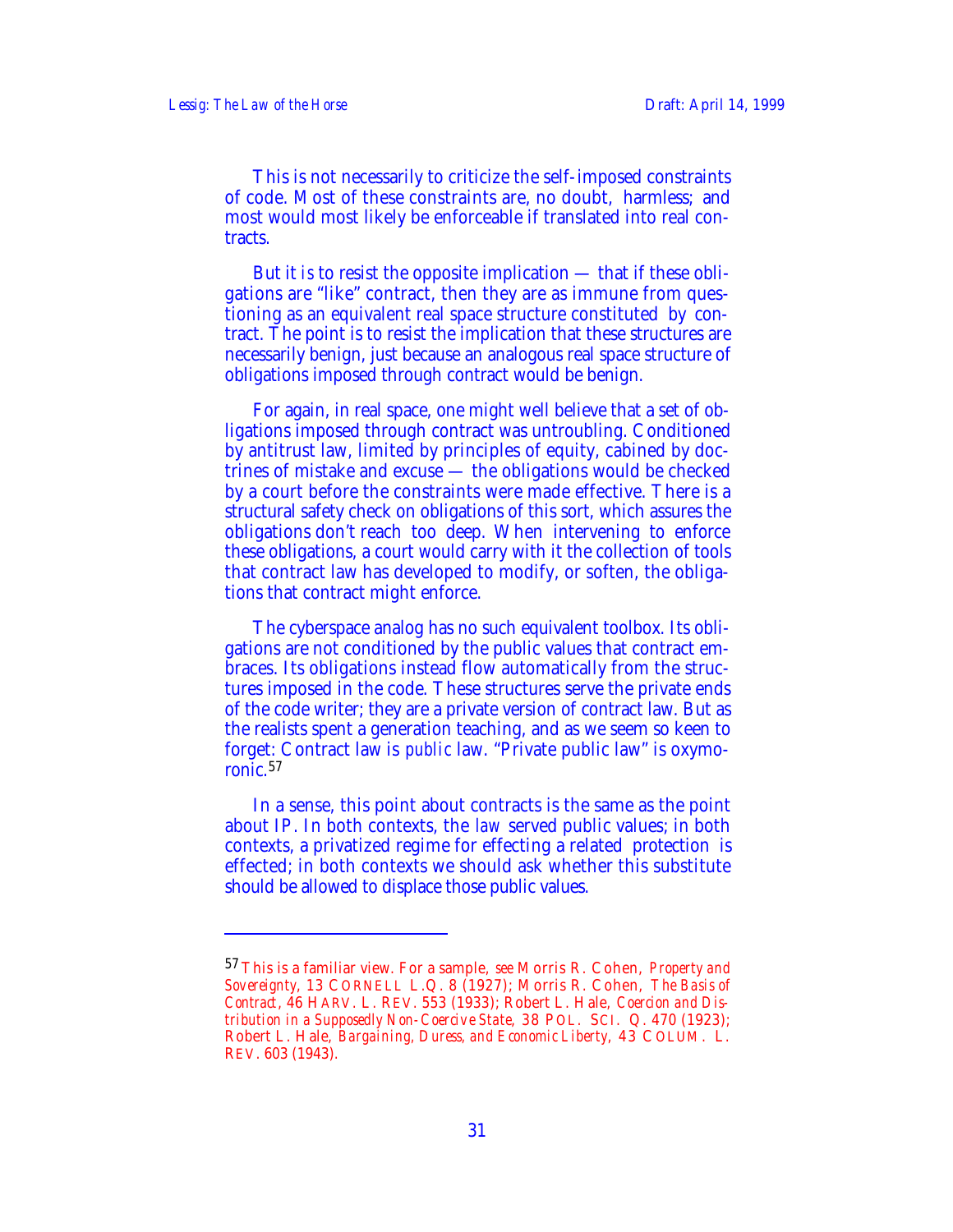This is not necessarily to criticize the self-imposed constraints of code. Most of these constraints are, no doubt, harmless; and most would most likely be enforceable if translated into real contracts.

But it *is* to resist the opposite implication — that if these obligations are "like" contract, then they are as immune from questioning as an equivalent real space structure constituted by contract. The point is to resist the implication that these structures are necessarily benign, just because an analogous real space structure of obligations imposed through contract would be benign.

For again, in real space, one might well believe that a set of obligations imposed through contract was untroubling. Conditioned by antitrust law, limited by principles of equity, cabined by doctrines of mistake and excuse — the obligations would be checked by a court before the constraints were made effective. There is a structural safety check on obligations of this sort, which assures the obligations don't reach too deep. When intervening to enforce these obligations, a court would carry with it the collection of tools that contract law has developed to modify, or soften, the obligations that contract might enforce.

The cyberspace analog has no such equivalent toolbox. Its obligations are not conditioned by the public values that contract embraces. Its obligations instead flow automatically from the structures imposed in the code. These structures serve the private ends of the code writer; they are a private version of contract law. But as the realists spent a generation teaching, and as we seem so keen to forget: Contract law is *public* law. "Private public law" is oxymoronic.[57]

In a sense, this point about contracts is the same as the point about IP. In both contexts, the *law* served public values; in both contexts, a privatized regime for effecting a related protection is effected; in both contexts we should ask whether this substitute should be allowed to displace those public values.

---

[57] This is a familiar view. For a sample, *see* Morris R. Cohen, *Property and Sovereignty*, 13 CORNELL L.Q. 8 (1927); Morris R. Cohen, *The Basis of Contract*, 46 HARV. L. REV. 553 (1933); Robert L. Hale, *Coercion and Distribution in a Supposedly Non-Coercive State*, 38 POL. SCI. Q. 470 (1923); Robert L. Hale, *Bargaining, Duress, and Economic Liberty*, 43 COLUM. L. REV. 603 (1943).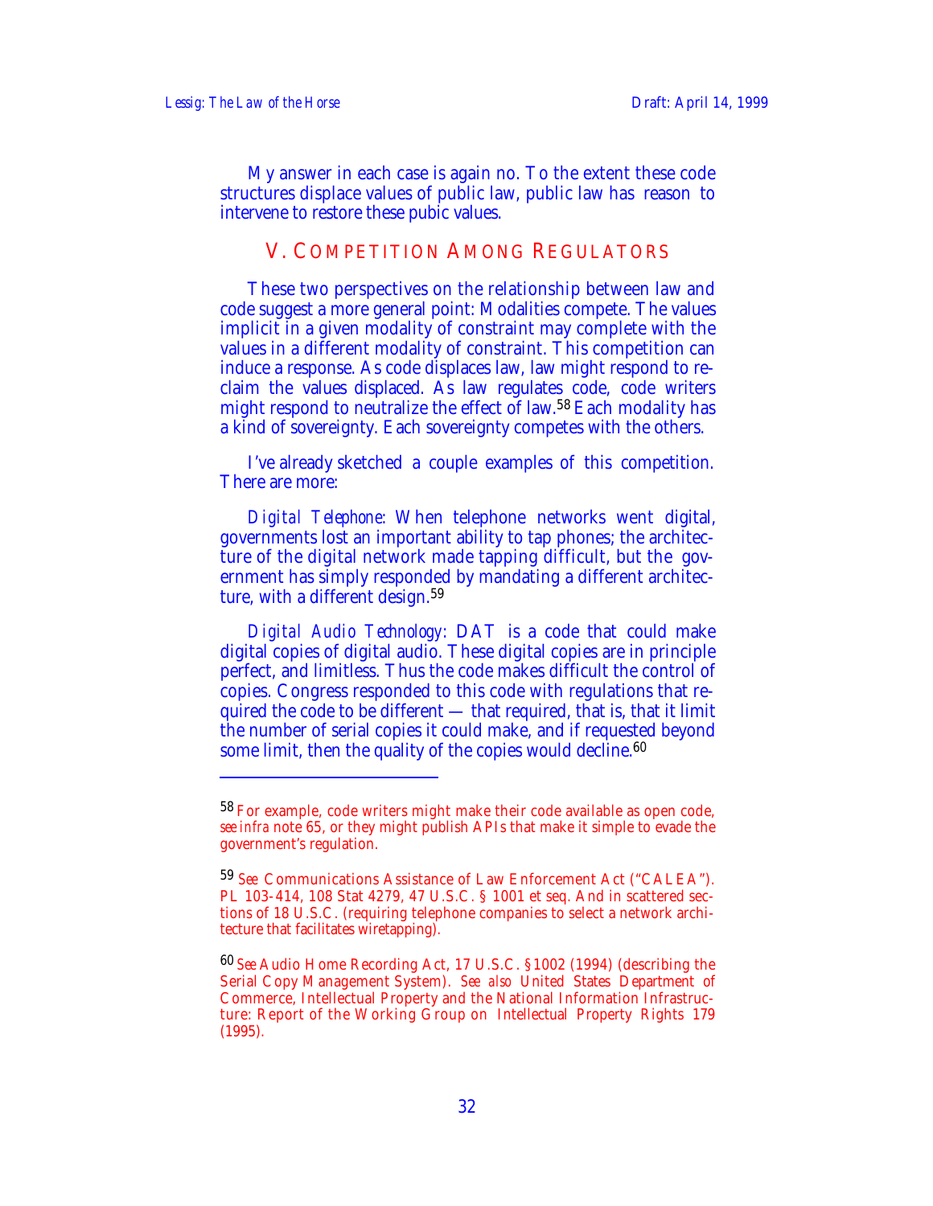My answer in each case is again no. To the extent these code structures displace values of public law, public law has reason to intervene to restore these pubic values.

## V. Competition Among Regulators

These two perspectives on the relationship between law and code suggest a more general point: Modalities compete. The values implicit in a given modality of constraint may complete with the values in a different modality of constraint. This competition can induce a response. As code displaces law, law might respond to reclaim the values displaced. As law regulates code, code writers might respond to neutralize the effect of law.[58] Each modality has a kind of sovereignty. Each sovereignty competes with the others.

I've already sketched a couple examples of this competition. There are more:

*Digital Telephone*: When telephone networks went digital, governments lost an important ability to tap phones; the architecture of the digital network made tapping difficult, but the government has simply responded by mandating a different architecture, with a different design.[59]

*Digital Audio Technology*: DAT is a code that could make digital copies of digital audio. These digital copies are in principle perfect, and limitless. Thus the code makes difficult the control of copies. Congress responded to this code with regulations that required the code to be different — that required, that is, that it limit the number of serial copies it could make, and if requested beyond some limit, then the quality of the copies would decline.[60]

---

[58] For example, code writers might make their code available as open code, *see infra* note 65, or they might publish APIs that make it simple to evade the government's regulation.

[59] *See* Communications Assistance of Law Enforcement Act ("CALEA"). PL 103-414, 108 Stat 4279, 47 U.S.C. § 1001 et seq. And in scattered sections of 18 U.S.C. (requiring telephone companies to select a network architecture that facilitates wiretapping).

[60] *See* Audio Home Recording Act, 17 U.S.C. §1002 (1994) (describing the Serial Copy Management System). *See also* United States Department of Commerce, Intellectual Property and the National Information Infrastructure: Report of the Working Group on Intellectual Property Rights 179 (1995).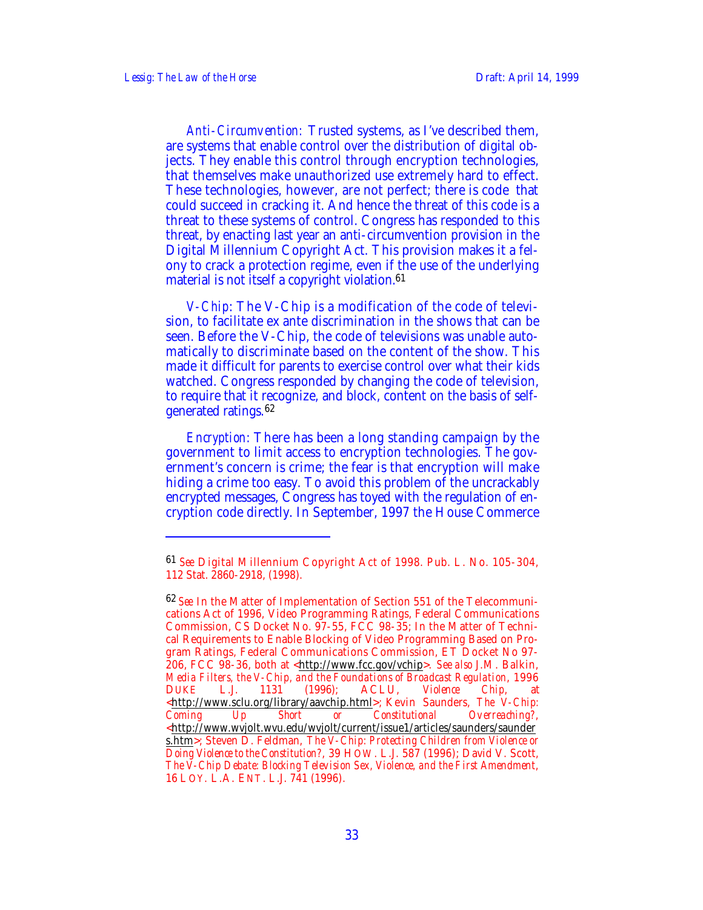*Anti-Circumvention:* Trusted systems, as I've described them, are systems that enable control over the distribution of digital objects. They enable this control through encryption technologies, that themselves make unauthorized use extremely hard to effect. These technologies, however, are not perfect; there is code that could succeed in cracking it. And hence the threat of this code is a threat to these systems of control. Congress has responded to this threat, by enacting last year an anti-circumvention provision in the Digital Millennium Copyright Act. This provision makes it a felony to crack a protection regime, even if the use of the underlying material is not itself a copyright violation.[61]

*V-Chip*: The V-Chip is a modification of the code of television, to facilitate ex ante discrimination in the shows that can be seen. Before the V-Chip, the code of televisions was unable automatically to discriminate based on the content of the show. This made it difficult for parents to exercise control over what their kids watched. Congress responded by changing the code of television, to require that it recognize, and block, content on the basis of self-generated ratings.[62]

*Encryption*: There has been a long standing campaign by the government to limit access to encryption technologies. The government's concern is crime; the fear is that encryption will make hiding a crime too easy. To avoid this problem of the uncrackably encrypted messages, Congress has toyed with the regulation of encryption code directly. In September, 1997 the House Commerce

---

[61] *See* Digital Millennium Copyright Act of 1998. Pub. L. No. 105-304, 112 Stat. 2860-2918, (1998).

[62] *See* In the Matter of Implementation of Section 551 of the Telecommunications Act of 1996, Video Programming Ratings, Federal Communications Commission, CS Docket No. 97-55, FCC 98-35; In the Matter of Technical Requirements to Enable Blocking of Video Programming Based on Program Ratings, Federal Communications Commission, ET Docket No 97-206, FCC 98-36, both at <http://www.fcc.gov/vchip>. *See also* J.M. Balkin, *Media Filters, the V-Chip, and the Foundations of Broadcast Regulation*, 1996 DUKE L.J. 1131 (1996); ACLU, *Violence Chip*, at <http://www.sclu.org/library/aavchip.html>; Kevin Saunders, *The V-Chip: Coming Up Short or Constitutional Overreaching?*, <http://www.wvjolt.wvu.edu/wvjolt/current/issue1/articles/saunders/saunders.htm>; Steven D. Feldman, *The V-Chip: Protecting Children from Violence or Doing Violence to the Constitution?*, 39 HOW. L.J. 587 (1996); David V. Scott, *The V-Chip Debate: Blocking Television Sex, Violence, and the First Amendment*, 16 LOY. L.A. ENT. L.J. 741 (1996).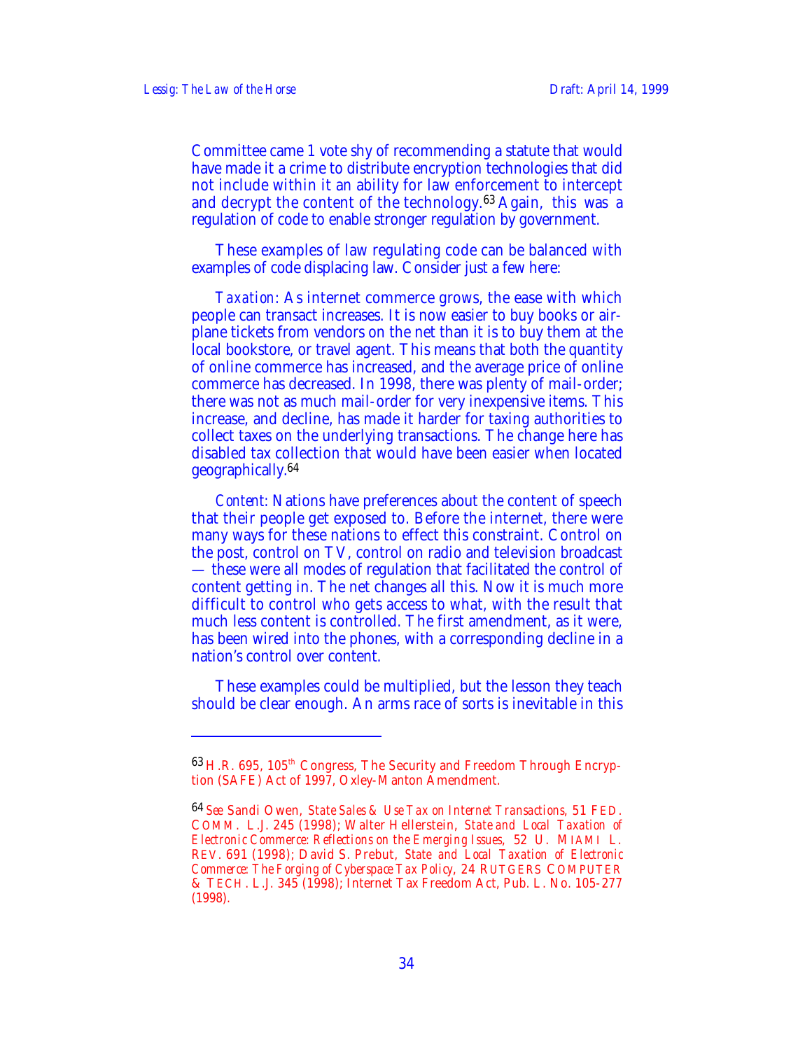Committee came 1 vote shy of recommending a statute that would have made it a crime to distribute encryption technologies that did not include within it an ability for law enforcement to intercept and decrypt the content of the technology.[63] Again, this was a regulation of code to enable stronger regulation by government.

These examples of law regulating code can be balanced with examples of code displacing law. Consider just a few here:

*Taxation*: As internet commerce grows, the ease with which people can transact increases. It is now easier to buy books or airplane tickets from vendors on the net than it is to buy them at the local bookstore, or travel agent. This means that both the quantity of online commerce has increased, and the average price of online commerce has decreased. In 1998, there was plenty of mail-order; there was not as much mail-order for very inexpensive items. This increase, and decline, has made it harder for taxing authorities to collect taxes on the underlying transactions. The change here has disabled tax collection that would have been easier when located geographically.[64]

*Content*: Nations have preferences about the content of speech that their people get exposed to. Before the internet, there were many ways for these nations to effect this constraint. Control on the post, control on TV, control on radio and television broadcast — these were all modes of regulation that facilitated the control of content getting in. The net changes all this. Now it is much more difficult to control who gets access to what, with the result that much less content is controlled. The first amendment, as it were, has been wired into the phones, with a corresponding decline in a nation's control over content.

These examples could be multiplied, but the lesson they teach should be clear enough. An arms race of sorts is inevitable in this

---

[63] H.R. 695, 105th Congress, The Security and Freedom Through Encryption (SAFE) Act of 1997, Oxley-Manton Amendment.

[64] *See* Sandi Owen, *State Sales & Use Tax on Internet Transactions*, 51 FED. COMM. L.J. 245 (1998); Walter Hellerstein, *State and Local Taxation of Electronic Commerce: Reflections on the Emerging Issues*, 52 U. MIAMI L. REV. 691 (1998); David S. Prebut, *State and Local Taxation of Electronic Commerce: The Forging of Cyberspace Tax Policy*, 24 RUTGERS COMPUTER & TECH. L.J. 345 (1998); Internet Tax Freedom Act, Pub. L. No. 105-277 (1998).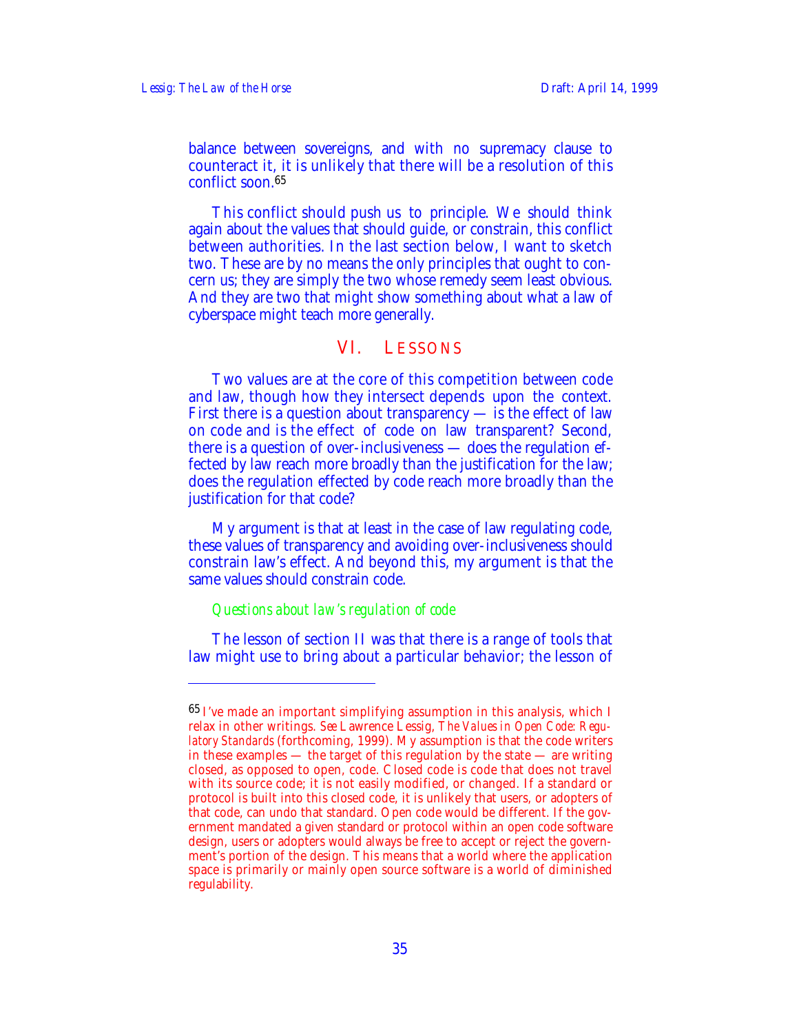balance between sovereigns, and with no supremacy clause to counteract it, it is unlikely that there will be a resolution of this conflict soon.[65]

This conflict should push us to principle. We should think again about the values that should guide, or constrain, this conflict between authorities. In the last section below, I want to sketch two. These are by no means the only principles that ought to concern us; they are simply the two whose remedy seem least obvious. And they are two that might show something about what a law of cyberspace might teach more generally.

## VI. LESSONS

Two values are at the core of this competition between code and law, though how they intersect depends upon the context. First there is a question about transparency — is the effect of law on code and is the effect of code on law transparent? Second, there is a question of over-inclusiveness — does the regulation effected by law reach more broadly than the justification for the law; does the regulation effected by code reach more broadly than the justification for that code?

My argument is that at least in the case of law regulating code, these values of transparency and avoiding over-inclusiveness should constrain law's effect. And beyond this, my argument is that the same values should constrain code.

### *Questions about law's regulation of code*

The lesson of section II was that there is a range of tools that law might use to bring about a particular behavior; the lesson of

---

[65] I've made an important simplifying assumption in this analysis, which I relax in other writings. *See* Lawrence Lessig, *The Values in Open Code: Regulatory Standards* (forthcoming, 1999). My assumption is that the code writers in these examples — the target of this regulation by the state — are writing closed, as opposed to open, code. Closed code is code that does not travel with its source code; it is not easily modified, or changed. If a standard or protocol is built into this closed code, it is unlikely that users, or adopters of that code, can undo that standard. Open code would be different. If the government mandated a given standard or protocol within an open code software design, users or adopters would always be free to accept or reject the government's portion of the design. This means that a world where the application space is primarily or mainly open source software is a world of diminished regulability.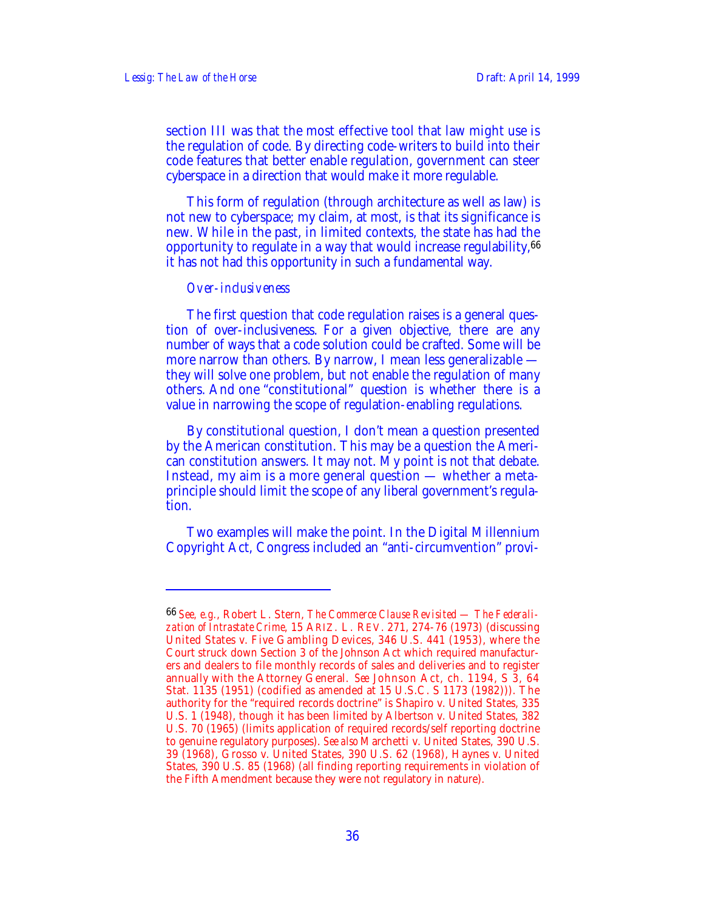section III was that the most effective tool that law might use is the regulation of code. By directing code-writers to build into their code features that better enable regulation, government can steer cyberspace in a direction that would make it more regulable.

This form of regulation (through architecture as well as law) is not new to cyberspace; my claim, at most, is that its significance is new. While in the past, in limited contexts, the state has had the opportunity to regulate in a way that would increase regulability,[66] it has not had this opportunity in such a fundamental way.

*Over-inclusiveness*

The first question that code regulation raises is a general question of over-inclusiveness. For a given objective, there are any number of ways that a code solution could be crafted. Some will be more narrow than others. By narrow, I mean less generalizable — they will solve one problem, but not enable the regulation of many others. And one "constitutional" question is whether there is a value in narrowing the scope of regulation-enabling regulations.

By constitutional question, I don't mean a question presented by the American constitution. This may be a question the American constitution answers. It may not. My point is not that debate. Instead, my aim is a more general question — whether a meta-principle should limit the scope of any liberal government's regulation.

Two examples will make the point. In the Digital Millennium Copyright Act, Congress included an "anti-circumvention" provi-

---

[66] *See, e.g.*, Robert L. Stern, *The Commerce Clause Revisited — The Federalization of Intrastate Crime*, 15 ARIZ. L. REV. 271, 274-76 (1973) (discussing United States v. Five Gambling Devices, 346 U.S. 441 (1953), where the Court struck down Section 3 of the Johnson Act which required manufacturers and dealers to file monthly records of sales and deliveries and to register annually with the Attorney General. *See* Johnson Act, ch. 1194, S 3, 64 Stat. 1135 (1951) (codified as amended at 15 U.S.C. S 1173 (1982))). The authority for the "required records doctrine" is Shapiro v. United States, 335 U.S. 1 (1948), though it has been limited by Albertson v. United States, 382 U.S. 70 (1965) (limits application of required records/self reporting doctrine to genuine regulatory purposes). *See also* Marchetti v. United States, 390 U.S. 39 (1968), Grosso v. United States, 390 U.S. 62 (1968), Haynes v. United States, 390 U.S. 85 (1968) (all finding reporting requirements in violation of the Fifth Amendment because they were not regulatory in nature).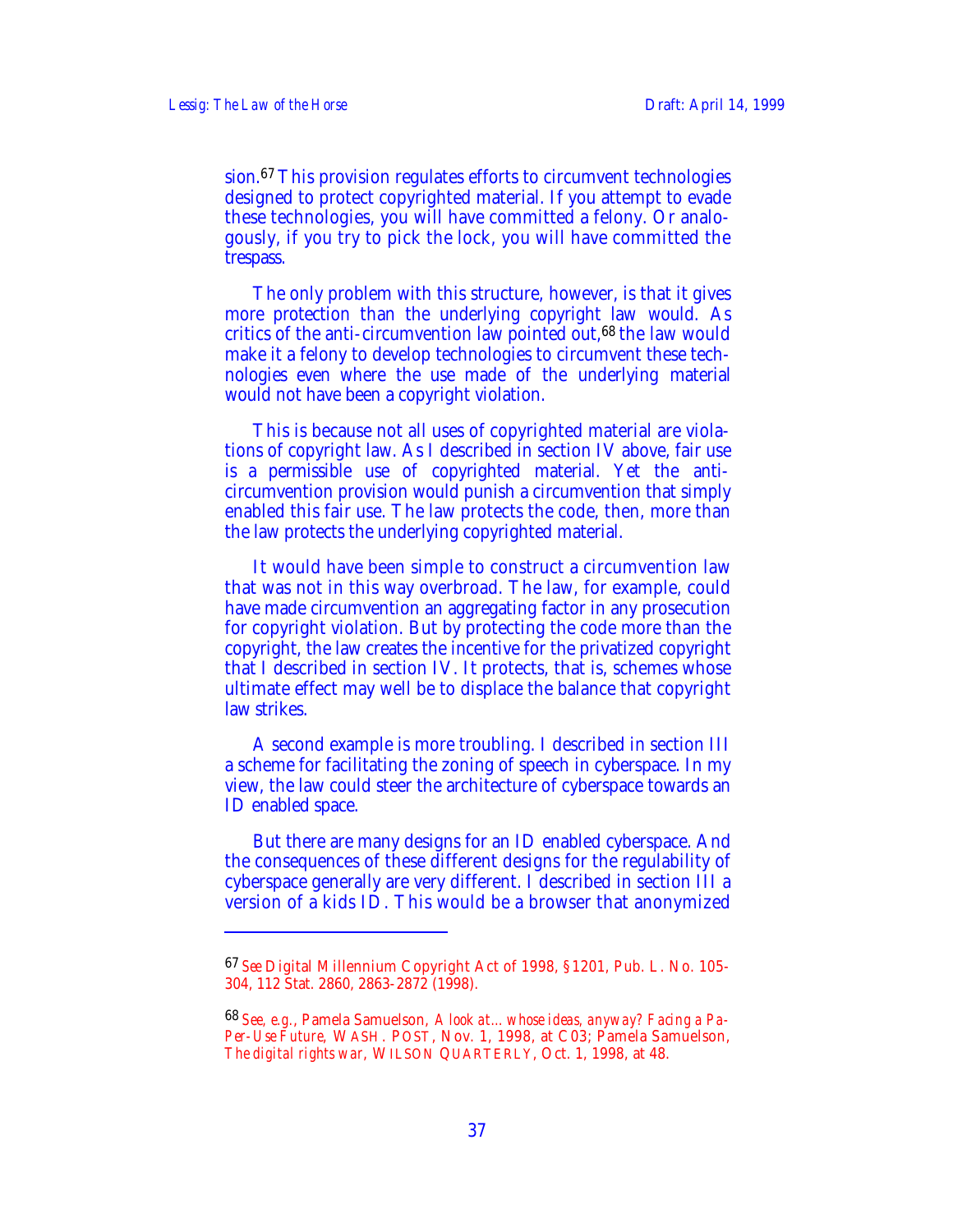sion.[67] This provision regulates efforts to circumvent technologies designed to protect copyrighted material. If you attempt to evade these technologies, you will have committed a felony. Or analogously, if you try to pick the lock, you will have committed the trespass.

The only problem with this structure, however, is that it gives more protection than the underlying copyright law would. As critics of the anti-circumvention law pointed out,[68] the law would make it a felony to develop technologies to circumvent these technologies even where the use made of the underlying material would not have been a copyright violation.

This is because not all uses of copyrighted material are violations of copyright law. As I described in section IV above, fair use is a permissible use of copyrighted material. Yet the anti-circumvention provision would punish a circumvention that simply enabled this fair use. The law protects the code, then, more than the law protects the underlying copyrighted material.

It would have been simple to construct a circumvention law that was not in this way overbroad. The law, for example, could have made circumvention an aggregating factor in any prosecution for copyright violation. But by protecting the code more than the copyright, the law creates the incentive for the privatized copyright that I described in section IV. It protects, that is, schemes whose ultimate effect may well be to displace the balance that copyright law strikes.

A second example is more troubling. I described in section III a scheme for facilitating the zoning of speech in cyberspace. In my view, the law could steer the architecture of cyberspace towards an ID enabled space.

But there are many designs for an ID enabled cyberspace. And the consequences of these different designs for the regulability of cyberspace generally are very different. I described in section III a version of a kids ID. This would be a browser that anonymized

---

[67] *See* Digital Millennium Copyright Act of 1998, §1201, Pub. L. No. 105-304, 112 Stat. 2860, 2863-2872 (1998).

[68] *See, e.g.*, Pamela Samuelson, *A look at... whose ideas, anyway? Facing a Pa-Per-Use Future*, WASH. POST, Nov. 1, 1998, at C03; Pamela Samuelson, *The digital rights war*, WILSON QUARTERLY, Oct. 1, 1998, at 48.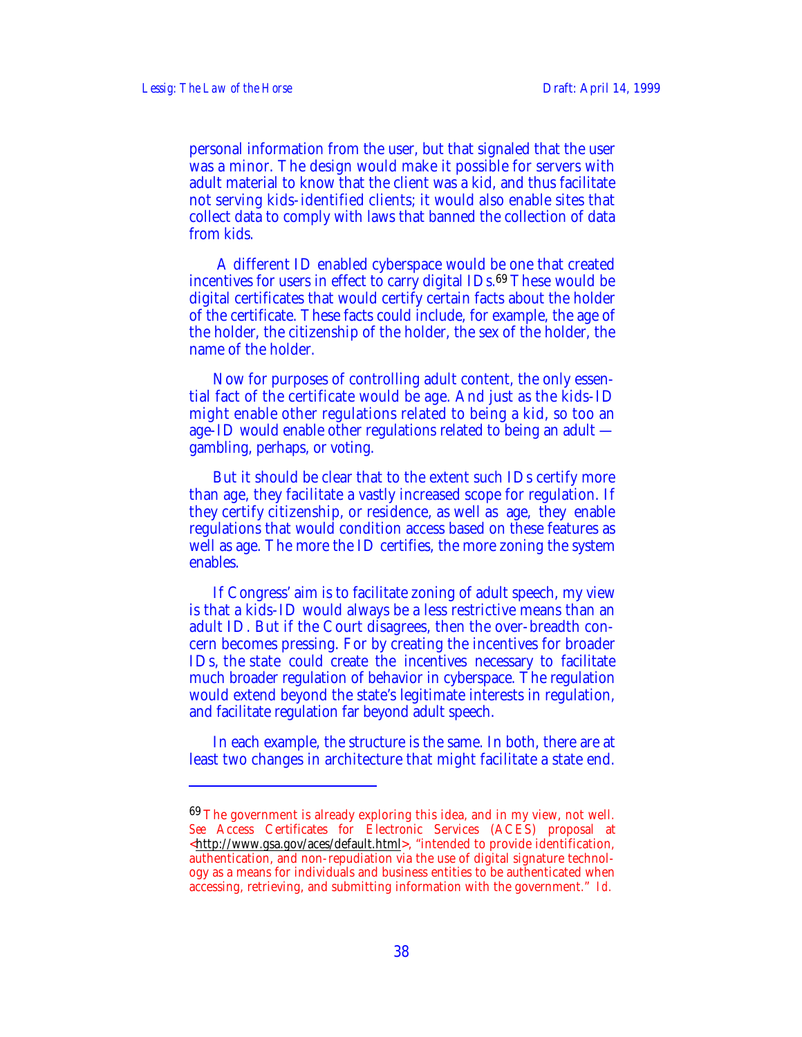personal information from the user, but that signaled that the user was a minor. The design would make it possible for servers with adult material to know that the client was a kid, and thus facilitate not serving kids-identified clients; it would also enable sites that collect data to comply with laws that banned the collection of data from kids.

A different ID enabled cyberspace would be one that created incentives for users in effect to carry digital IDs.[69] These would be digital certificates that would certify certain facts about the holder of the certificate. These facts could include, for example, the age of the holder, the citizenship of the holder, the sex of the holder, the name of the holder.

Now for purposes of controlling adult content, the only essential fact of the certificate would be age. And just as the kids-ID might enable other regulations related to being a kid, so too an age-ID would enable other regulations related to being an adult — gambling, perhaps, or voting.

But it should be clear that to the extent such IDs certify more than age, they facilitate a vastly increased scope for regulation. If they certify citizenship, or residence, as well as age, they enable regulations that would condition access based on these features as well as age. The more the ID certifies, the more zoning the system enables.

If Congress' aim is to facilitate zoning of adult speech, my view is that a kids-ID would always be a less restrictive means than an adult ID. But if the Court disagrees, then the over-breadth concern becomes pressing. For by creating the incentives for broader IDs, the state could create the incentives necessary to facilitate much broader regulation of behavior in cyberspace. The regulation would extend beyond the state's legitimate interests in regulation, and facilitate regulation far beyond adult speech.

In each example, the structure is the same. In both, there are at least two changes in architecture that might facilitate a state end.

---

[69] The government is already exploring this idea, and in my view, not well. *See* Access Certificates for Electronic Services (ACES) proposal at <http://www.gsa.gov/aces/default.html>, "intended to provide identification, authentication, and non-repudiation via the use of digital signature technology as a means for individuals and business entities to be authenticated when accessing, retrieving, and submitting information with the government." *Id.*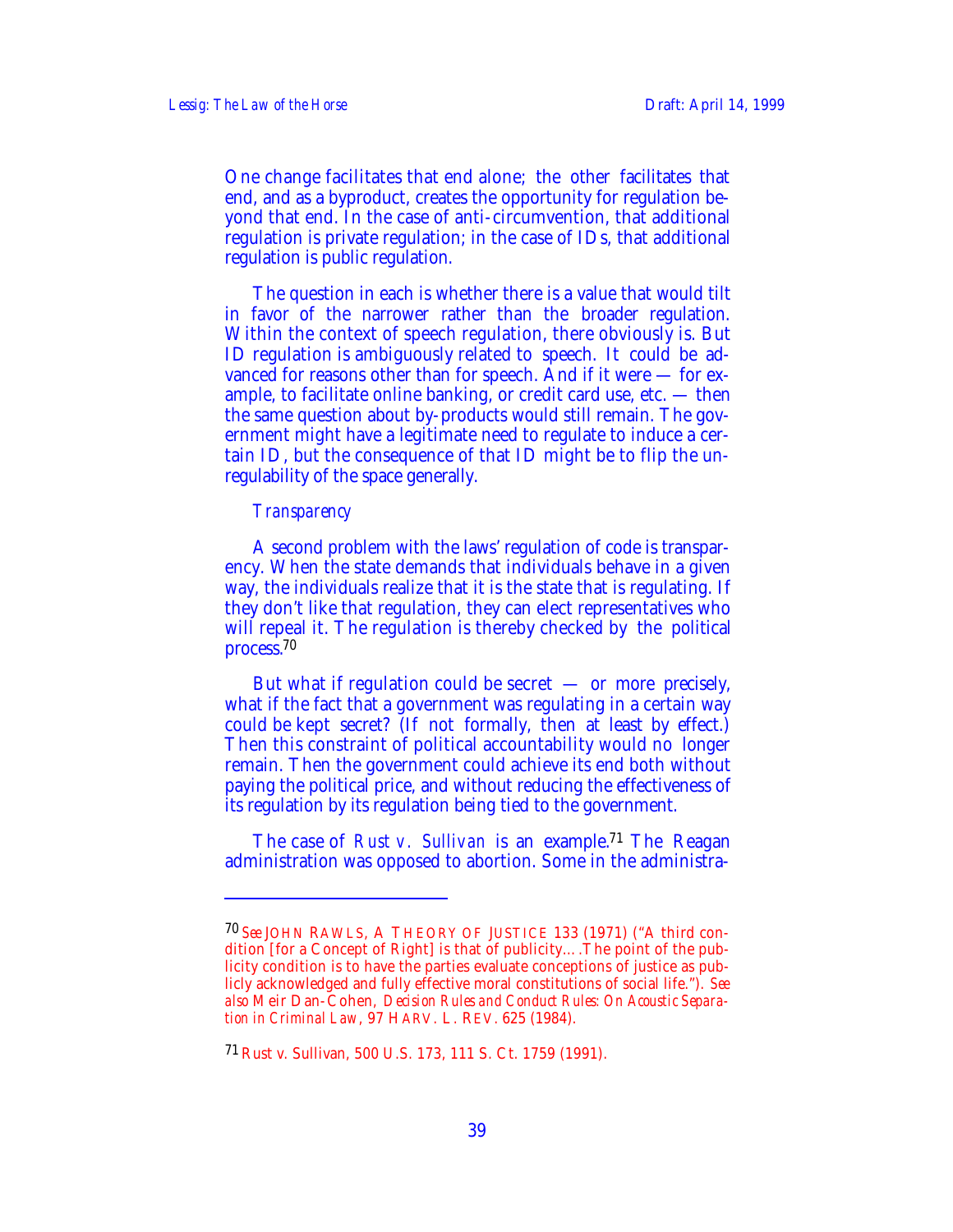One change facilitates that end alone; the other facilitates that end, and as a byproduct, creates the opportunity for regulation beyond that end. In the case of anti-circumvention, that additional regulation is private regulation; in the case of IDs, that additional regulation is public regulation.

The question in each is whether there is a value that would tilt in favor of the narrower rather than the broader regulation. Within the context of speech regulation, there obviously is. But ID regulation is ambiguously related to speech. It could be advanced for reasons other than for speech. And if it were — for example, to facilitate online banking, or credit card use, etc. — then the same question about by-products would still remain. The government might have a legitimate need to regulate to induce a certain ID, but the consequence of that ID might be to flip the unregulability of the space generally.

*Transparency*

A second problem with the laws' regulation of code is transparency. When the state demands that individuals behave in a given way, the individuals realize that it is the state that is regulating. If they don't like that regulation, they can elect representatives who will repeal it. The regulation is thereby checked by the political process.[70]

But what if regulation could be secret — or more precisely, what if the fact that a government was regulating in a certain way could be kept secret? (If not formally, then at least by effect.) Then this constraint of political accountability would no longer remain. Then the government could achieve its end both without paying the political price, and without reducing the effectiveness of its regulation by its regulation being tied to the government.

The case of *Rust v. Sullivan* is an example.[71] The Reagan administration was opposed to abortion. Some in the administra-

---

[70] *See* JOHN RAWLS, A THEORY OF JUSTICE 133 (1971) ("A third condition [for a Concept of Right] is that of publicity….The point of the publicity condition is to have the parties evaluate conceptions of justice as publicly acknowledged and fully effective moral constitutions of social life."). *See also* Meir Dan-Cohen, *Decision Rules and Conduct Rules: On Acoustic Separation in Criminal Law*, 97 HARV. L. REV. 625 (1984).

[71] Rust v. Sullivan, 500 U.S. 173, 111 S. Ct. 1759 (1991).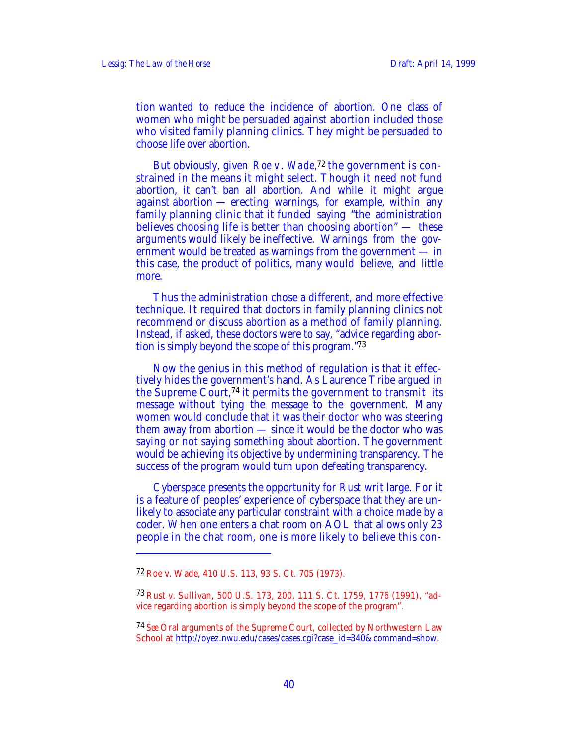tion wanted to reduce the incidence of abortion. One class of women who might be persuaded against abortion included those who visited family planning clinics. They might be persuaded to choose life over abortion.

But obviously, given *Roe v. Wade*,[72] the government is constrained in the means it might select. Though it need not fund abortion, it can't ban all abortion. And while it might argue against abortion — erecting warnings, for example, within any family planning clinic that it funded saying "the administration believes choosing life is better than choosing abortion" — these arguments would likely be ineffective. Warnings from the government would be treated as warnings from the government — in this case, the product of politics, many would believe, and little more.

Thus the administration chose a different, and more effective technique. It required that doctors in family planning clinics not recommend or discuss abortion as a method of family planning. Instead, if asked, these doctors were to say, "advice regarding abortion is simply beyond the scope of this program."[73]

Now the genius in this method of regulation is that it effectively hides the government's hand. As Laurence Tribe argued in the Supreme Court,[74] it permits the government to transmit its message without tying the message to the government. Many women would conclude that it was their doctor who was steering them away from abortion — since it would be the doctor who was saying or not saying something about abortion. The government would be achieving its objective by undermining transparency. The success of the program would turn upon defeating transparency.

Cyberspace presents the opportunity for *Rust* writ large. For it is a feature of peoples' experience of cyberspace that they are unlikely to associate any particular constraint with a choice made by a coder. When one enters a chat room on AOL that allows only 23 people in the chat room, one is more likely to believe this con-

---

[72] Roe v. Wade, 410 U.S. 113, 93 S. Ct. 705 (1973).

[73] Rust v. Sullivan, 500 U.S. 173, 200, 111 S. Ct. 1759, 1776 (1991), "advice regarding abortion is simply beyond the scope of the program".

[74] *See* Oral arguments of the Supreme Court, collected by Northwestern Law School at http://oyez.nwu.edu/cases/cases.cgi?case_id=340&command=show.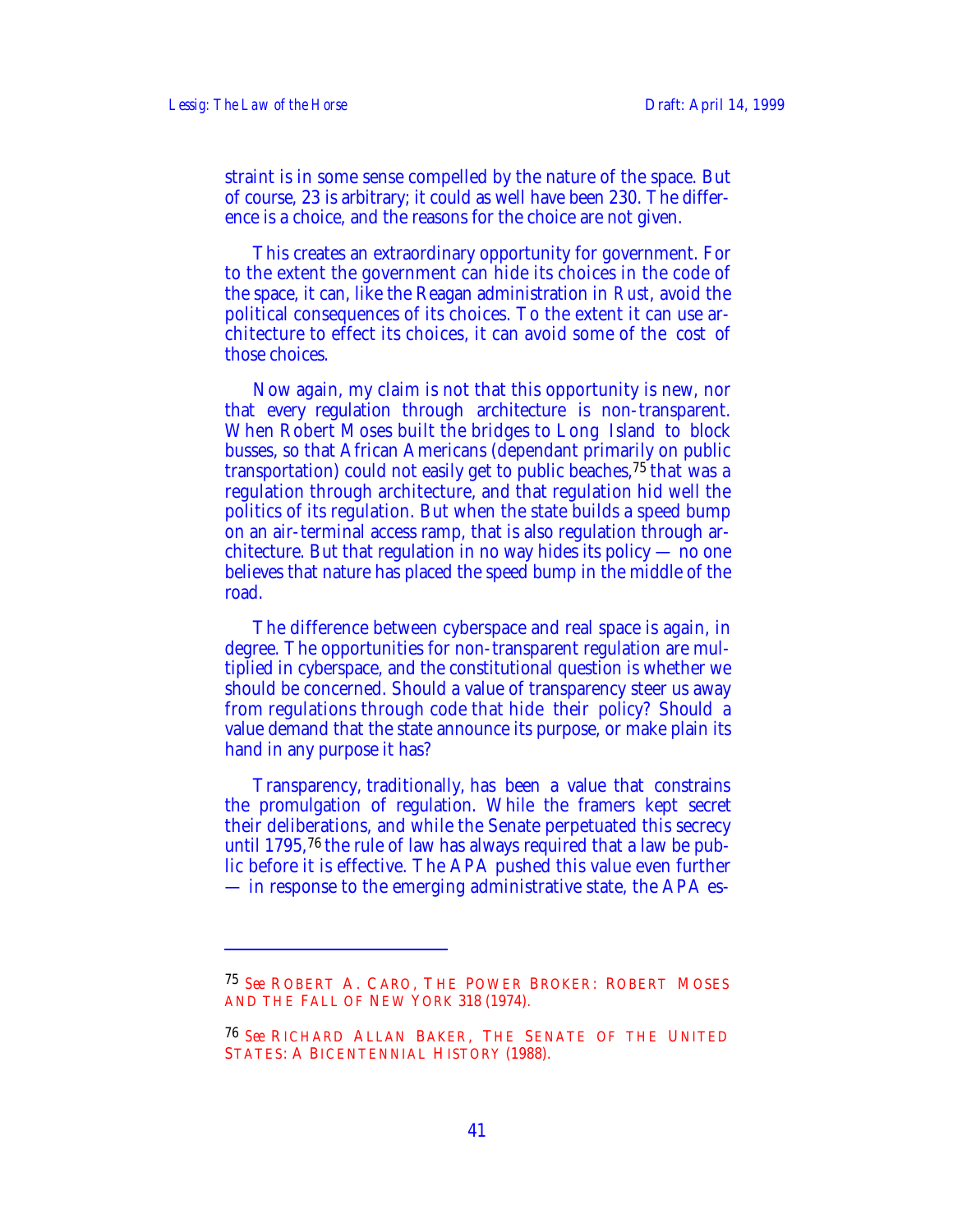straint is in some sense compelled by the nature of the space. But of course, 23 is arbitrary; it could as well have been 230. The difference is a choice, and the reasons for the choice are not given.

This creates an extraordinary opportunity for government. For to the extent the government can hide its choices in the code of the space, it can, like the Reagan administration in *Rust*, avoid the political consequences of its choices. To the extent it can use architecture to effect its choices, it can avoid some of the cost of those choices.

Now again, my claim is not that this opportunity is new, nor that every regulation through architecture is non-transparent. When Robert Moses built the bridges to Long Island to block busses, so that African Americans (dependant primarily on public transportation) could not easily get to public beaches,[75] that was a regulation through architecture, and that regulation hid well the politics of its regulation. But when the state builds a speed bump on an air-terminal access ramp, that is also regulation through architecture. But that regulation in no way hides its policy — no one believes that nature has placed the speed bump in the middle of the road.

The difference between cyberspace and real space is again, in degree. The opportunities for non-transparent regulation are multiplied in cyberspace, and the constitutional question is whether we should be concerned. Should a value of transparency steer us away from regulations through code that hide their policy? Should a value demand that the state announce its purpose, or make plain its hand in any purpose it has?

Transparency, traditionally, has been a value that constrains the promulgation of regulation. While the framers kept secret their deliberations, and while the Senate perpetuated this secrecy until 1795,[76] the rule of law has always required that a law be public before it is effective. The APA pushed this value even further — in response to the emerging administrative state, the APA es-

---

[75] *See* ROBERT A. CARO, THE POWER BROKER: ROBERT MOSES AND THE FALL OF NEW YORK 318 (1974).

[76] *See* RICHARD ALLAN BAKER, THE SENATE OF THE UNITED STATES: A BICENTENNIAL HISTORY (1988).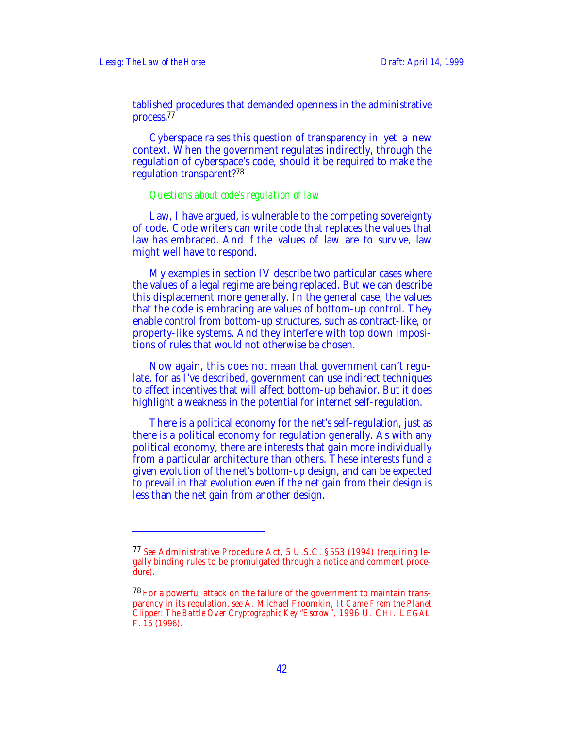tablished procedures that demanded openness in the administrative process.[77]

Cyberspace raises this question of transparency in yet a new context. When the government regulates indirectly, through the regulation of cyberspace's code, should it be required to make the regulation transparent?[78]

*Questions about code's regulation of law*

Law, I have argued, is vulnerable to the competing sovereignty of code. Code writers can write code that replaces the values that law has embraced. And if the values of law are to survive, law might well have to respond.

My examples in section IV describe two particular cases where the values of a legal regime are being replaced. But we can describe this displacement more generally. In the general case, the values that the code is embracing are values of bottom-up control. They enable control from bottom-up structures, such as contract-like, or property-like systems. And they interfere with top down impositions of rules that would not otherwise be chosen.

Now again, this does not mean that government can't regulate, for as I've described, government can use indirect techniques to affect incentives that will affect bottom-up behavior. But it does highlight a weakness in the potential for internet self-regulation.

There is a political economy for the net's self-regulation, just as there is a political economy for regulation generally. As with any political economy, there are interests that gain more individually from a particular architecture than others. These interests fund a given evolution of the net's bottom-up design, and can be expected to prevail in that evolution even if the net gain from their design is less than the net gain from another design.

---

[77] *See* Administrative Procedure Act, 5 U.S.C. §553 (1994) (requiring legally binding rules to be promulgated through a notice and comment procedure).

[78] For a powerful attack on the failure of the government to maintain transparency in its regulation, *see* A. Michael Froomkin, *It Came From the Planet Clipper: The Battle Over Cryptographic Key "Escrow"*, 1996 U. CHI. LEGAL F. 15 (1996).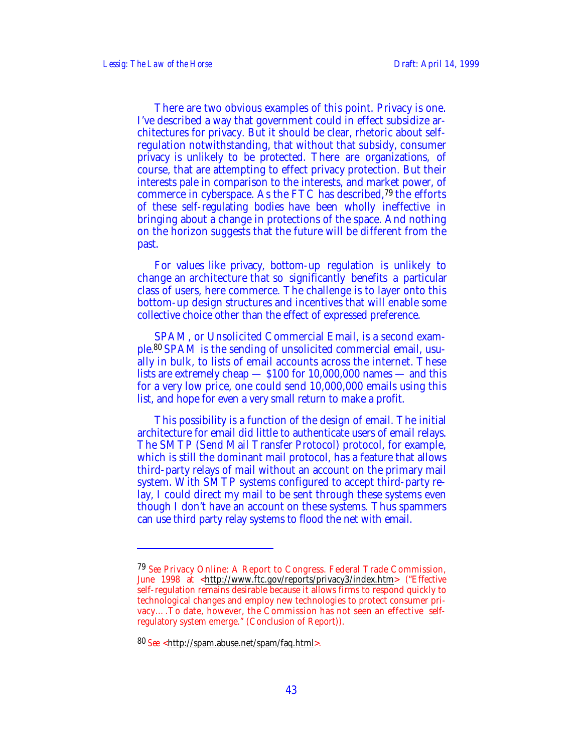There are two obvious examples of this point. Privacy is one. I've described a way that government could in effect subsidize architectures for privacy. But it should be clear, rhetoric about self-regulation notwithstanding, that without that subsidy, consumer privacy is unlikely to be protected. There are organizations, of course, that are attempting to effect privacy protection. But their interests pale in comparison to the interests, and market power, of commerce in cyberspace. As the FTC has described,[79] the efforts of these self-regulating bodies have been wholly ineffective in bringing about a change in protections of the space. And nothing on the horizon suggests that the future will be different from the past.

For values like privacy, bottom-up regulation is unlikely to change an architecture that so significantly benefits a particular class of users, here commerce. The challenge is to layer onto this bottom-up design structures and incentives that will enable some collective choice other than the effect of expressed preference.

SPAM, or Unsolicited Commercial Email, is a second example.[80] SPAM is the sending of unsolicited commercial email, usually in bulk, to lists of email accounts across the internet. These lists are extremely cheap — $100 for 10,000,000 names — and this for a very low price, one could send 10,000,000 emails using this list, and hope for even a very small return to make a profit.

This possibility is a function of the design of email. The initial architecture for email did little to authenticate users of email relays. The SMTP (Send Mail Transfer Protocol) protocol, for example, which is still the dominant mail protocol, has a feature that allows third-party relays of mail without an account on the primary mail system. With SMTP systems configured to accept third-party relay, I could direct my mail to be sent through these systems even though I don't have an account on these systems. Thus spammers can use third party relay systems to flood the net with email.

---

[79] *See* Privacy Online: A Report to Congress. Federal Trade Commission, June 1998 at <http://www.ftc.gov/reports/privacy3/index.htm> ("Effective self-regulation remains desirable because it allows firms to respond quickly to technological changes and employ new technologies to protect consumer privacy….To date, however, the Commission has not seen an effective self-regulatory system emerge." (Conclusion of Report)).

[80] *See* <http://spam.abuse.net/spam/faq.html>.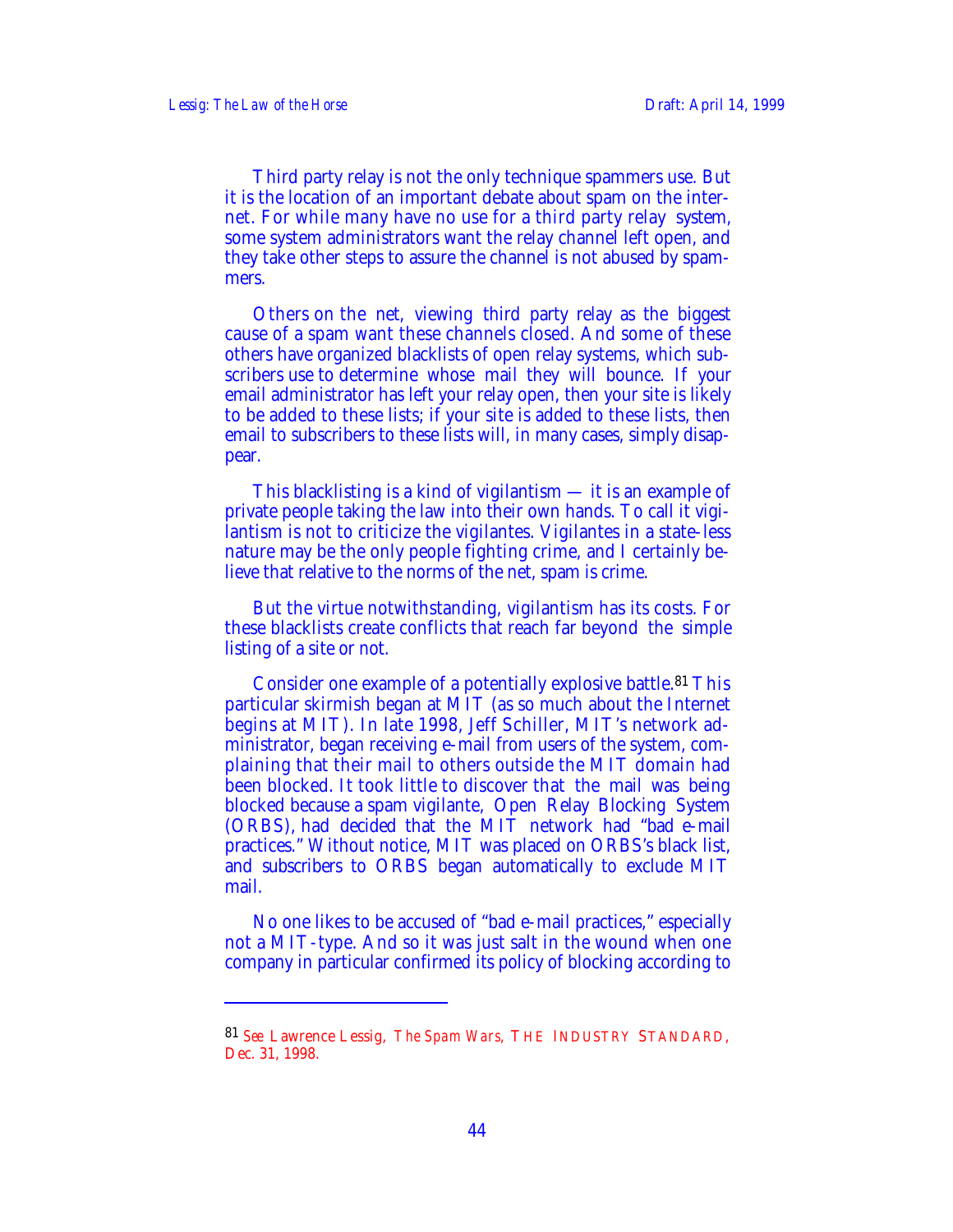Third party relay is not the only technique spammers use. But it is the location of an important debate about spam on the internet. For while many have no use for a third party relay system, some system administrators want the relay channel left open, and they take other steps to assure the channel is not abused by spammers.

Others on the net, viewing third party relay as the biggest cause of a spam want these channels closed. And some of these others have organized blacklists of open relay systems, which subscribers use to determine whose mail they will bounce. If your email administrator has left your relay open, then your site is likely to be added to these lists; if your site is added to these lists, then email to subscribers to these lists will, in many cases, simply disappear.

This blacklisting is a kind of vigilantism — it is an example of private people taking the law into their own hands. To call it vigilantism is not to criticize the vigilantes. Vigilantes in a state-less nature may be the only people fighting crime, and I certainly believe that relative to the norms of the net, spam is crime.

But the virtue notwithstanding, vigilantism has its costs. For these blacklists create conflicts that reach far beyond the simple listing of a site or not.

Consider one example of a potentially explosive battle.[81] This particular skirmish began at MIT (as so much about the Internet begins at MIT). In late 1998, Jeff Schiller, MIT's network administrator, began receiving e-mail from users of the system, complaining that their mail to others outside the MIT domain had been blocked. It took little to discover that the mail was being blocked because a spam vigilante, Open Relay Blocking System (ORBS), had decided that the MIT network had "bad e-mail practices." Without notice, MIT was placed on ORBS's black list, and subscribers to ORBS began automatically to exclude MIT mail.

No one likes to be accused of "bad e-mail practices," especially not a MIT-type. And so it was just salt in the wound when one company in particular confirmed its policy of blocking according to

---

[81] *See* Lawrence Lessig, *The Spam Wars*, THE INDUSTRY STANDARD, Dec. 31, 1998.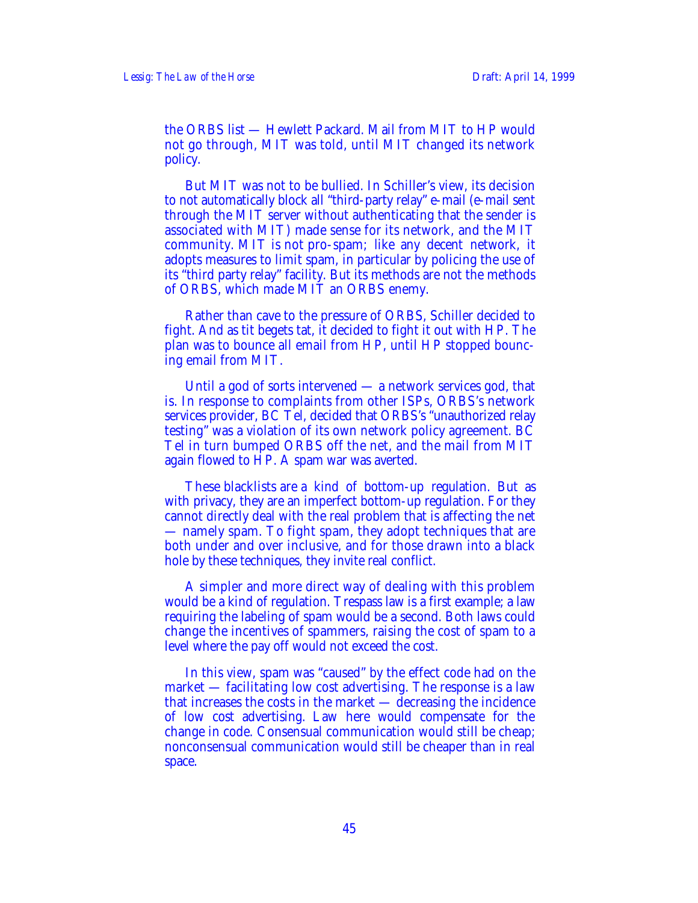the ORBS list — Hewlett Packard. Mail from MIT to HP would not go through, MIT was told, until MIT changed its network policy.

But MIT was not to be bullied. In Schiller's view, its decision to not automatically block all "third-party relay" e-mail (e-mail sent through the MIT server without authenticating that the sender is associated with MIT) made sense for its network, and the MIT community. MIT is not pro-spam; like any decent network, it adopts measures to limit spam, in particular by policing the use of its "third party relay" facility. But its methods are not the methods of ORBS, which made MIT an ORBS enemy.

Rather than cave to the pressure of ORBS, Schiller decided to fight. And as tit begets tat, it decided to fight it out with HP. The plan was to bounce all email from HP, until HP stopped bouncing email from MIT.

Until a god of sorts intervened — a network services god, that is. In response to complaints from other ISPs, ORBS's network services provider, BC Tel, decided that ORBS's "unauthorized relay testing" was a violation of its own network policy agreement. BC Tel in turn bumped ORBS off the net, and the mail from MIT again flowed to HP. A spam war was averted.

These blacklists are a kind of bottom-up regulation. But as with privacy, they are an imperfect bottom-up regulation. For they cannot directly deal with the real problem that is affecting the net — namely spam. To fight spam, they adopt techniques that are both under and over inclusive, and for those drawn into a black hole by these techniques, they invite real conflict.

A simpler and more direct way of dealing with this problem would be a kind of regulation. Trespass law is a first example; a law requiring the labeling of spam would be a second. Both laws could change the incentives of spammers, raising the cost of spam to a level where the pay off would not exceed the cost.

In this view, spam was "caused" by the effect code had on the market — facilitating low cost advertising. The response is a law that increases the costs in the market — decreasing the incidence of low cost advertising. Law here would compensate for the change in code. Consensual communication would still be cheap; nonconsensual communication would still be cheaper than in real space.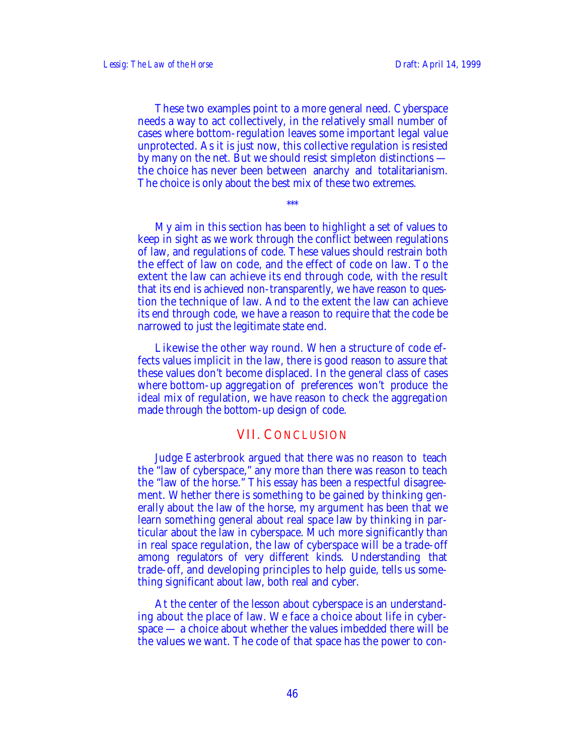These two examples point to a more general need. Cyberspace needs a way to act collectively, in the relatively small number of cases where bottom-regulation leaves some important legal value unprotected. As it is just now, this collective regulation is resisted by many on the net. But we should resist simpleton distinctions — the choice has never been between anarchy and totalitarianism. The choice is only about the best mix of these two extremes.

***

My aim in this section has been to highlight a set of values to keep in sight as we work through the conflict between regulations of law, and regulations of code. These values should restrain both the effect of law on code, and the effect of code on law. To the extent the law can achieve its end through code, with the result that its end is achieved non-transparently, we have reason to question the technique of law. And to the extent the law can achieve its end through code, we have a reason to require that the code be narrowed to just the legitimate state end.

Likewise the other way round. When a structure of code effects values implicit in the law, there is good reason to assure that these values don't become displaced. In the general class of cases where bottom-up aggregation of preferences won't produce the ideal mix of regulation, we have reason to check the aggregation made through the bottom-up design of code.

## VII. CONCLUSION

Judge Easterbrook argued that there was no reason to teach the "law of cyberspace," any more than there was reason to teach the "law of the horse." This essay has been a respectful disagreement. Whether there is something to be gained by thinking generally about the law of the horse, my argument has been that we learn something general about real space law by thinking in particular about the law in cyberspace. Much more significantly than in real space regulation, the law of cyberspace will be a trade-off among regulators of very different kinds. Understanding that trade-off, and developing principles to help guide, tells us something significant about law, both real and cyber.

At the center of the lesson about cyberspace is an understanding about the place of law. We face a choice about life in cyberspace — a choice about whether the values imbedded there will be the values we want. The code of that space has the power to con-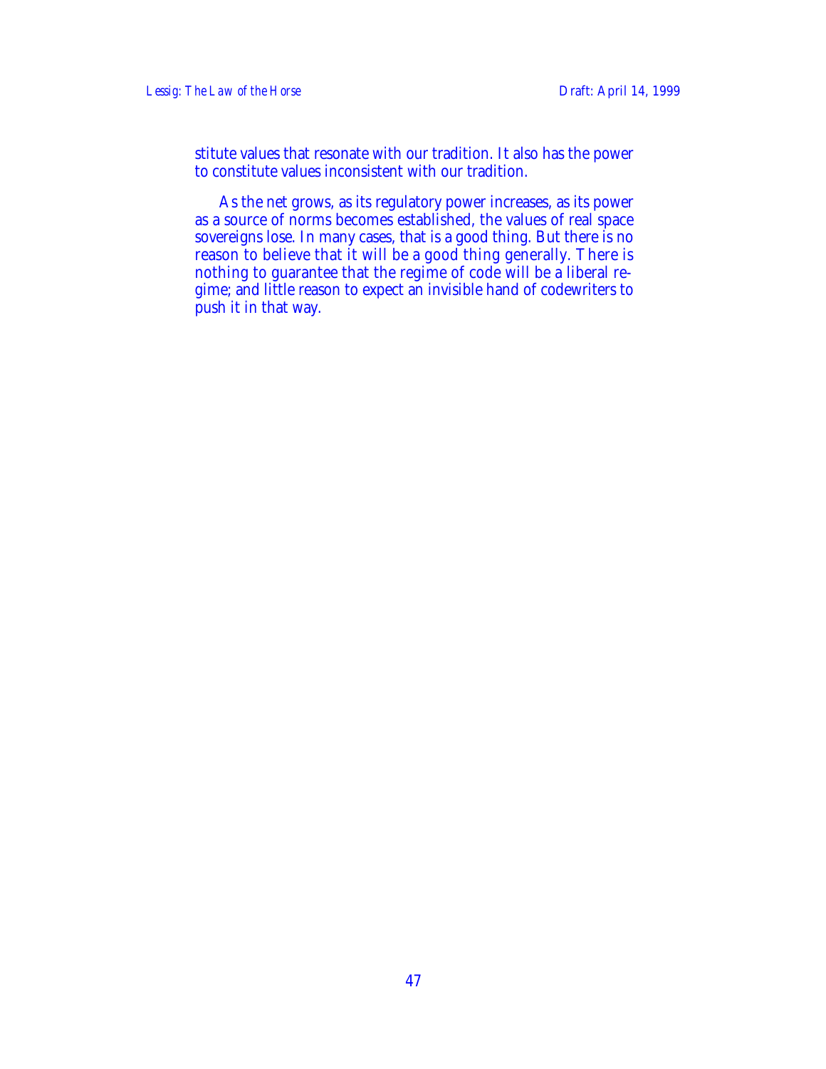stitute values that resonate with our tradition. It also has the power to constitute values inconsistent with our tradition.

As the net grows, as its regulatory power increases, as its power as a source of norms becomes established, the values of real space sovereigns lose. In many cases, that is a good thing. But there is no reason to believe that it will be a good thing generally. There is nothing to guarantee that the regime of code will be a liberal regime; and little reason to expect an invisible hand of codewriters to push it in that way.